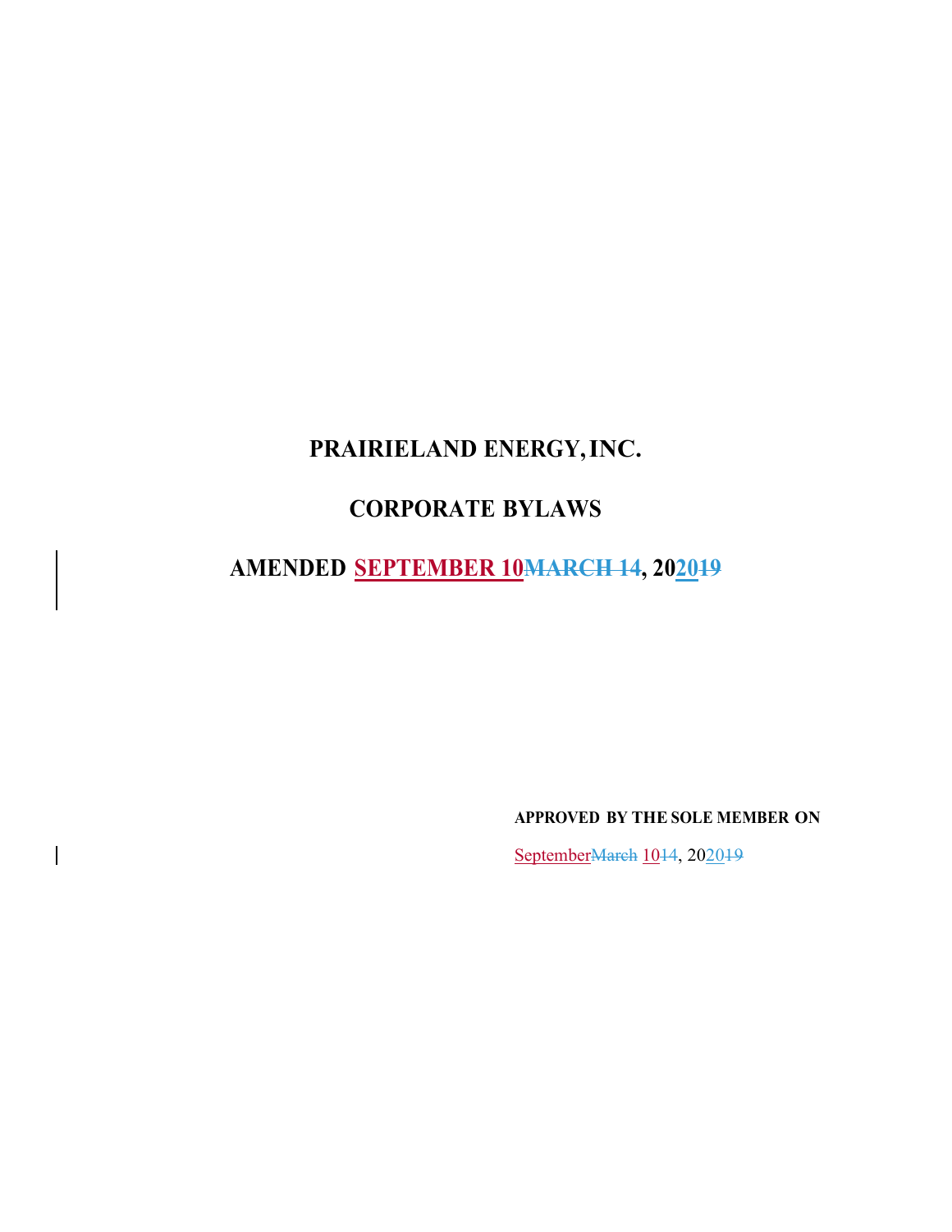# PRAIRIELAND ENERGY, INC.

# CORPORATE BYLAWS

# AMENDED SEPTEMBER 10~~MARCH 14~~, 2020~~19~~

**APPROVED BY THE SOLE MEMBER ON**

September~~March~~ 10~~14~~, 2020~~19~~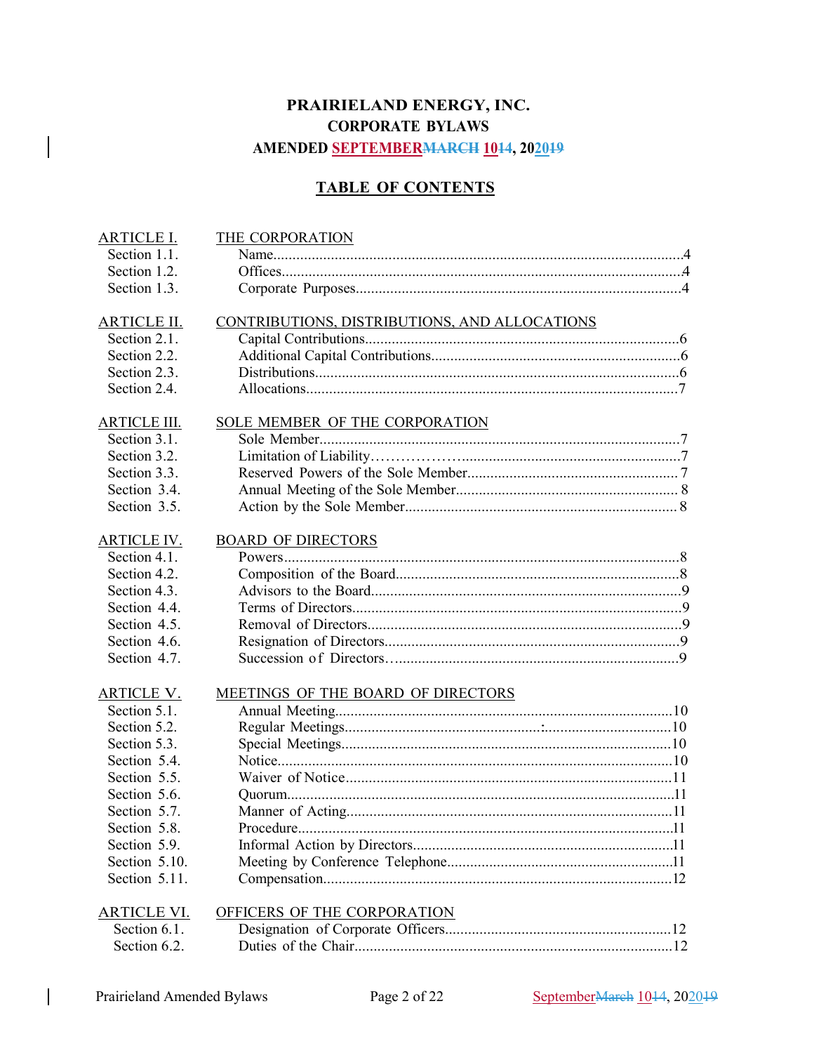# PRAIRIELAND ENERGY, INC.

## CORPORATE BYLAWS

## AMENDED SEPTEMBER~~MARCH~~ 10~~14~~, 2020~~19~~

## TABLE OF CONTENTS

| | | |
|---|---|---|
| ARTICLE I. | THE CORPORATION | |
| Section 1.1. | Name | 4 |
| Section 1.2. | Offices | 4 |
| Section 1.3. | Corporate Purposes | 4 |
| ARTICLE II. | CONTRIBUTIONS, DISTRIBUTIONS, AND ALLOCATIONS | |
| Section 2.1. | Capital Contributions | 6 |
| Section 2.2. | Additional Capital Contributions | 6 |
| Section 2.3. | Distributions | 6 |
| Section 2.4. | Allocations | 7 |
| ARTICLE III. | SOLE MEMBER OF THE CORPORATION | |
| Section 3.1. | Sole Member | 7 |
| Section 3.2. | Limitation of Liability | 7 |
| Section 3.3. | Reserved Powers of the Sole Member | 7 |
| Section 3.4. | Annual Meeting of the Sole Member | 8 |
| Section 3.5. | Action by the Sole Member | 8 |
| ARTICLE IV. | BOARD OF DIRECTORS | |
| Section 4.1. | Powers | 8 |
| Section 4.2. | Composition of the Board | 8 |
| Section 4.3. | Advisors to the Board | 9 |
| Section 4.4. | Terms of Directors | 9 |
| Section 4.5. | Removal of Directors | 9 |
| Section 4.6. | Resignation of Directors | 9 |
| Section 4.7. | Succession of Directors | 9 |
| ARTICLE V. | MEETINGS OF THE BOARD OF DIRECTORS | |
| Section 5.1. | Annual Meeting | 10 |
| Section 5.2. | Regular Meetings | 10 |
| Section 5.3. | Special Meetings | 10 |
| Section 5.4. | Notice | 10 |
| Section 5.5. | Waiver of Notice | 11 |
| Section 5.6. | Quorum | 11 |
| Section 5.7. | Manner of Acting | 11 |
| Section 5.8. | Procedure | 11 |
| Section 5.9. | Informal Action by Directors | 11 |
| Section 5.10. | Meeting by Conference Telephone | 11 |
| Section 5.11. | Compensation | 12 |
| ARTICLE VI. | OFFICERS OF THE CORPORATION | |
| Section 6.1. | Designation of Corporate Officers | 12 |
| Section 6.2. | Duties of the Chair | 12 |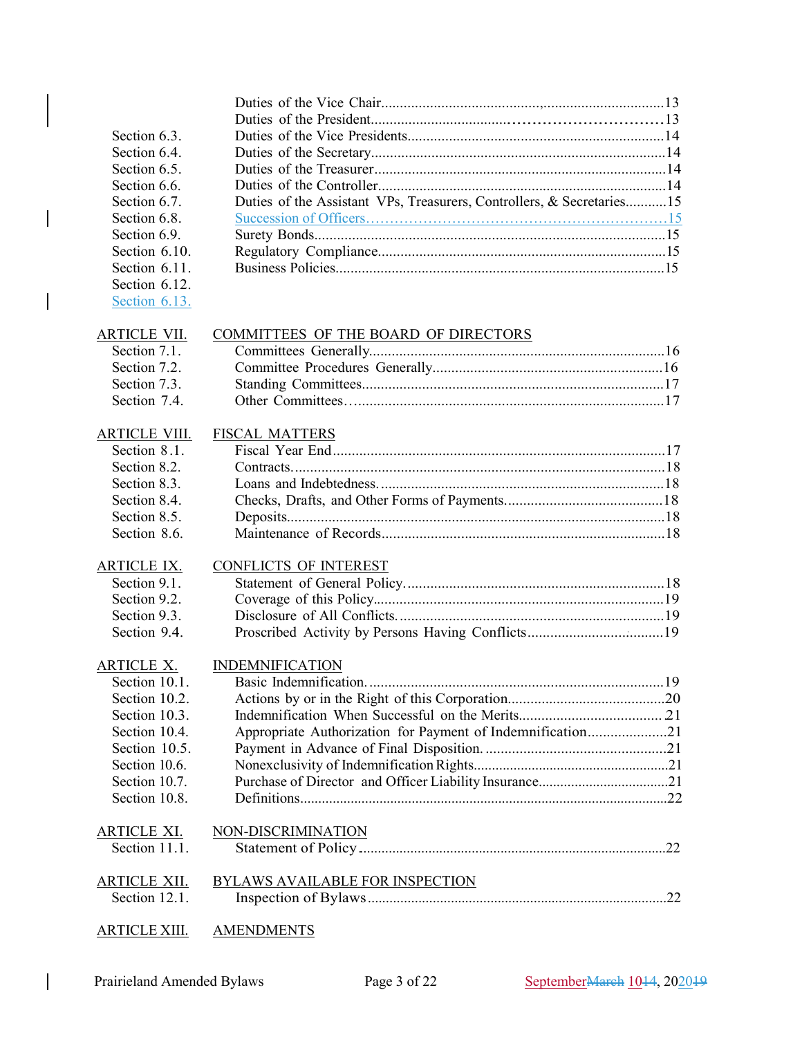| | | |
|---|---|---|
| | Duties of the Vice Chair | 13 |
| | Duties of the President | 13 |
| Section 6.3. | Duties of the Vice Presidents | 14 |
| Section 6.4. | Duties of the Secretary | 14 |
| Section 6.5. | Duties of the Treasurer | 14 |
| Section 6.6. | Duties of the Controller | 14 |
| Section 6.7. | Duties of the Assistant VPs, Treasurers, Controllers, & Secretaries | 15 |
| Section 6.8. | Succession of Officers | 15 |
| Section 6.9. | Surety Bonds | 15 |
| Section 6.10. | Regulatory Compliance | 15 |
| Section 6.11. | Business Policies | 15 |
| Section 6.12. | | |
| Section 6.13. | | |

**ARTICLE VII. COMMITTEES OF THE BOARD OF DIRECTORS**

| | | |
|---|---|---|
| Section 7.1. | Committees Generally | 16 |
| Section 7.2. | Committee Procedures Generally | 16 |
| Section 7.3. | Standing Committees | 17 |
| Section 7.4. | Other Committees | 17 |

**ARTICLE VIII. FISCAL MATTERS**

| | | |
|---|---|---|
| Section 8.1. | Fiscal Year End | 17 |
| Section 8.2. | Contracts | 18 |
| Section 8.3. | Loans and Indebtedness | 18 |
| Section 8.4. | Checks, Drafts, and Other Forms of Payments | 18 |
| Section 8.5. | Deposits | 18 |
| Section 8.6. | Maintenance of Records | 18 |

**ARTICLE IX. CONFLICTS OF INTEREST**

| | | |
|---|---|---|
| Section 9.1. | Statement of General Policy | 18 |
| Section 9.2. | Coverage of this Policy | 19 |
| Section 9.3. | Disclosure of All Conflicts | 19 |
| Section 9.4. | Proscribed Activity by Persons Having Conflicts | 19 |

**ARTICLE X. INDEMNIFICATION**

| | | |
|---|---|---|
| Section 10.1. | Basic Indemnification | 19 |
| Section 10.2. | Actions by or in the Right of this Corporation | 20 |
| Section 10.3. | Indemnification When Successful on the Merits | 21 |
| Section 10.4. | Appropriate Authorization for Payment of Indemnification | 21 |
| Section 10.5. | Payment in Advance of Final Disposition | 21 |
| Section 10.6. | Nonexclusivity of Indemnification Rights | 21 |
| Section 10.7. | Purchase of Director and Officer Liability Insurance | 21 |
| Section 10.8. | Definitions | 22 |

**ARTICLE XI. NON-DISCRIMINATION**

| | | |
|---|---|---|
| Section 11.1. | Statement of Policy | 22 |

**ARTICLE XII. BYLAWS AVAILABLE FOR INSPECTION**

| | | |
|---|---|---|
| Section 12.1. | Inspection of Bylaws | 22 |

**ARTICLE XIII. AMENDMENTS**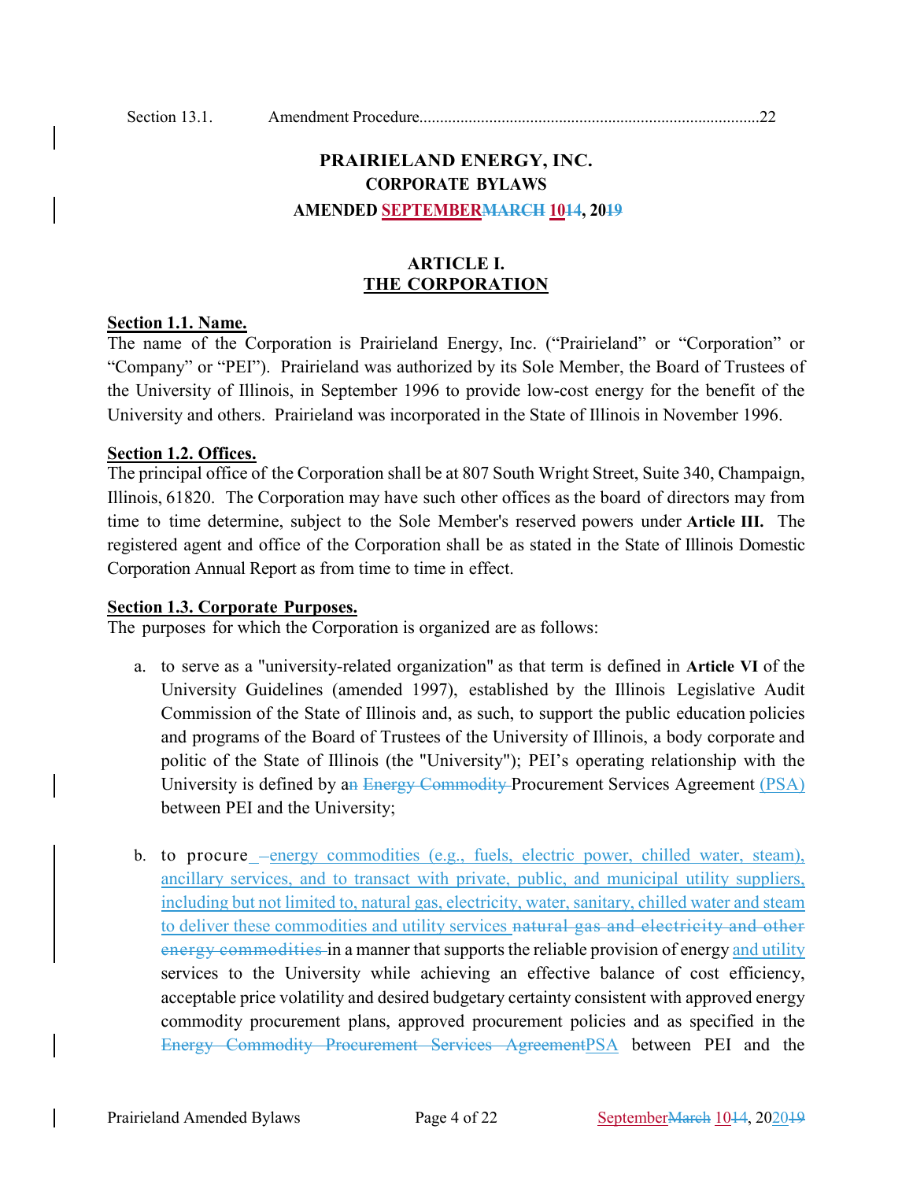Section 13.1. Amendment Procedure......................................................................................22

# PRAIRIELAND ENERGY, INC.

## CORPORATE BYLAWS

### AMENDED SEPTEMBER~~MARCH~~ 10~~14~~, 20~~19~~

## ARTICLE I.
## THE CORPORATION

**Section 1.1. Name.**
The name of the Corporation is Prairieland Energy, Inc. ("Prairieland" or "Corporation" or "Company" or "PEI"). Prairieland was authorized by its Sole Member, the Board of Trustees of the University of Illinois, in September 1996 to provide low-cost energy for the benefit of the University and others. Prairieland was incorporated in the State of Illinois in November 1996.

**Section 1.2. Offices.**
The principal office of the Corporation shall be at 807 South Wright Street, Suite 340, Champaign, Illinois, 61820. The Corporation may have such other offices as the board of directors may from time to time determine, subject to the Sole Member's reserved powers under **Article III.** The registered agent and office of the Corporation shall be as stated in the State of Illinois Domestic Corporation Annual Report as from time to time in effect.

**Section 1.3. Corporate Purposes.**
The purposes for which the Corporation is organized are as follows:

a. to serve as a "university-related organization" as that term is defined in **Article VI** of the University Guidelines (amended 1997), established by the Illinois Legislative Audit Commission of the State of Illinois and, as such, to support the public education policies and programs of the Board of Trustees of the University of Illinois, a body corporate and politic of the State of Illinois (the "University"); PEI's operating relationship with the University is defined by a~~n~~ ~~Energy Commodity~~ Procurement Services Agreement (PSA) between PEI and the University;

b. to procure –energy commodities (e.g., fuels, electric power, chilled water, steam), ancillary services, and to transact with private, public, and municipal utility suppliers, including but not limited to, natural gas, electricity, water, sanitary, chilled water and steam to deliver these commodities and utility services ~~natural gas and electricity and other energy commodities~~ in a manner that supports the reliable provision of energy and utility services to the University while achieving an effective balance of cost efficiency, acceptable price volatility and desired budgetary certainty consistent with approved energy commodity procurement plans, approved procurement policies and as specified in the ~~Energy Commodity Procurement Services Agreement~~PSA between PEI and the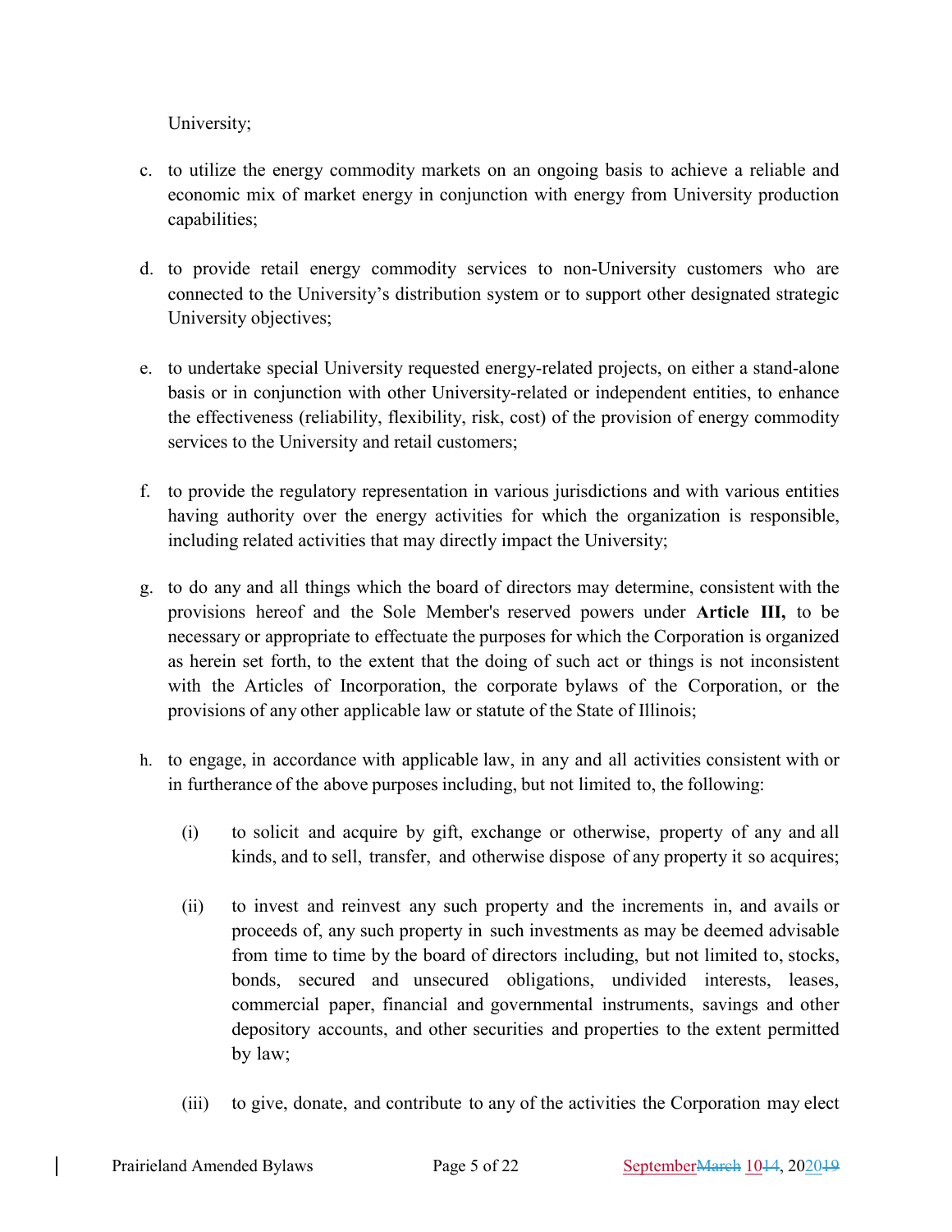University;

c. to utilize the energy commodity markets on an ongoing basis to achieve a reliable and economic mix of market energy in conjunction with energy from University production capabilities;

d. to provide retail energy commodity services to non-University customers who are connected to the University's distribution system or to support other designated strategic University objectives;

e. to undertake special University requested energy-related projects, on either a stand-alone basis or in conjunction with other University-related or independent entities, to enhance the effectiveness (reliability, flexibility, risk, cost) of the provision of energy commodity services to the University and retail customers;

f. to provide the regulatory representation in various jurisdictions and with various entities having authority over the energy activities for which the organization is responsible, including related activities that may directly impact the University;

g. to do any and all things which the board of directors may determine, consistent with the provisions hereof and the Sole Member's reserved powers under **Article III,** to be necessary or appropriate to effectuate the purposes for which the Corporation is organized as herein set forth, to the extent that the doing of such act or things is not inconsistent with the Articles of Incorporation, the corporate bylaws of the Corporation, or the provisions of any other applicable law or statute of the State of Illinois;

h. to engage, in accordance with applicable law, in any and all activities consistent with or in furtherance of the above purposes including, but not limited to, the following:

   (i) to solicit and acquire by gift, exchange or otherwise, property of any and all kinds, and to sell, transfer, and otherwise dispose of any property it so acquires;

   (ii) to invest and reinvest any such property and the increments in, and avails or proceeds of, any such property in such investments as may be deemed advisable from time to time by the board of directors including, but not limited to, stocks, bonds, secured and unsecured obligations, undivided interests, leases, commercial paper, financial and governmental instruments, savings and other depository accounts, and other securities and properties to the extent permitted by law;

   (iii) to give, donate, and contribute to any of the activities the Corporation may elect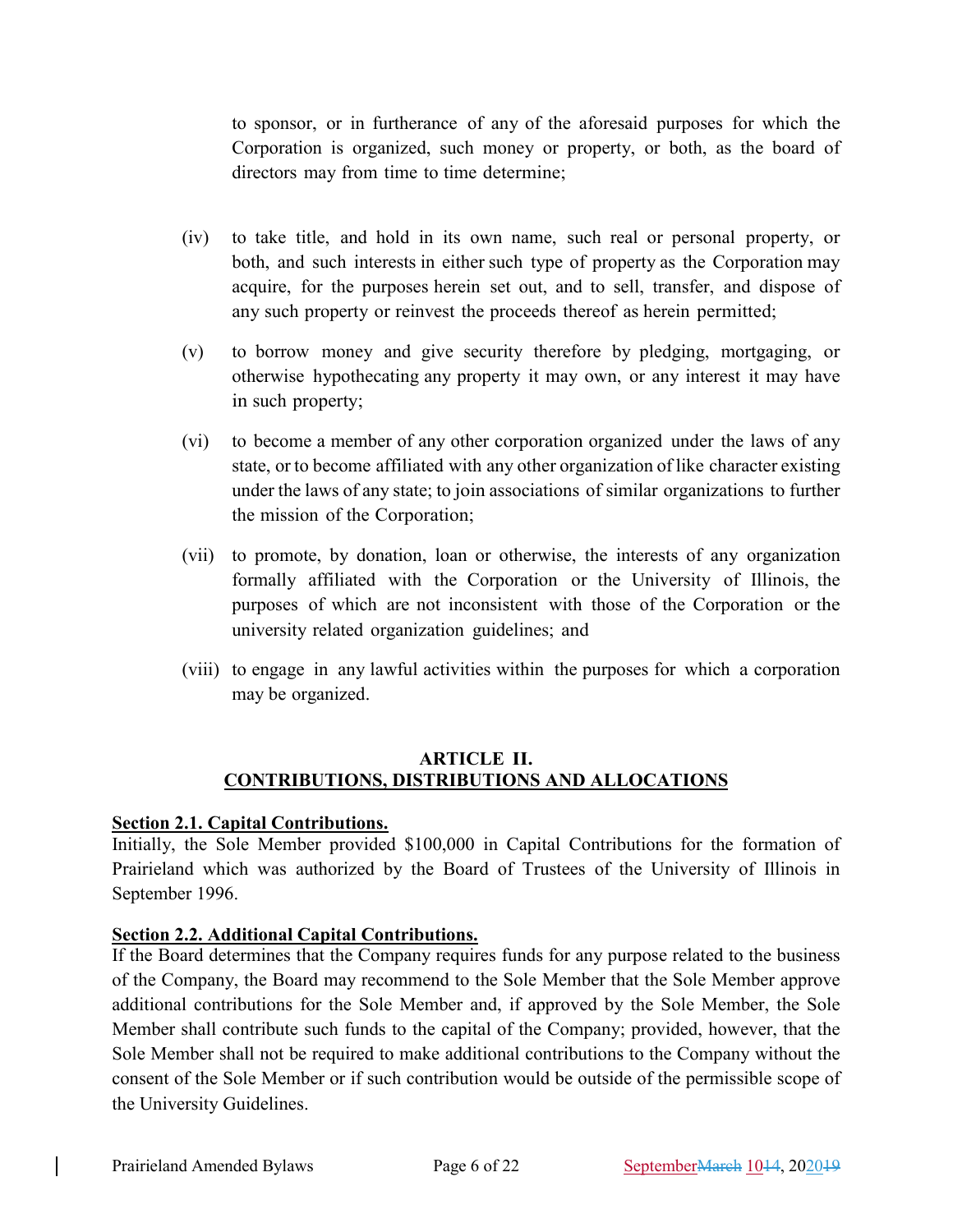to sponsor, or in furtherance of any of the aforesaid purposes for which the Corporation is organized, such money or property, or both, as the board of directors may from time to time determine;

(iv) to take title, and hold in its own name, such real or personal property, or both, and such interests in either such type of property as the Corporation may acquire, for the purposes herein set out, and to sell, transfer, and dispose of any such property or reinvest the proceeds thereof as herein permitted;

(v) to borrow money and give security therefore by pledging, mortgaging, or otherwise hypothecating any property it may own, or any interest it may have in such property;

(vi) to become a member of any other corporation organized under the laws of any state, or to become affiliated with any other organization of like character existing under the laws of any state; to join associations of similar organizations to further the mission of the Corporation;

(vii) to promote, by donation, loan or otherwise, the interests of any organization formally affiliated with the Corporation or the University of Illinois, the purposes of which are not inconsistent with those of the Corporation or the university related organization guidelines; and

(viii) to engage in any lawful activities within the purposes for which a corporation may be organized.

## ARTICLE II. CONTRIBUTIONS, DISTRIBUTIONS AND ALLOCATIONS

**Section 2.1. Capital Contributions.**

Initially, the Sole Member provided $100,000 in Capital Contributions for the formation of Prairieland which was authorized by the Board of Trustees of the University of Illinois in September 1996.

**Section 2.2. Additional Capital Contributions.**

If the Board determines that the Company requires funds for any purpose related to the business of the Company, the Board may recommend to the Sole Member that the Sole Member approve additional contributions for the Sole Member and, if approved by the Sole Member, the Sole Member shall contribute such funds to the capital of the Company; provided, however, that the Sole Member shall not be required to make additional contributions to the Company without the consent of the Sole Member or if such contribution would be outside of the permissible scope of the University Guidelines.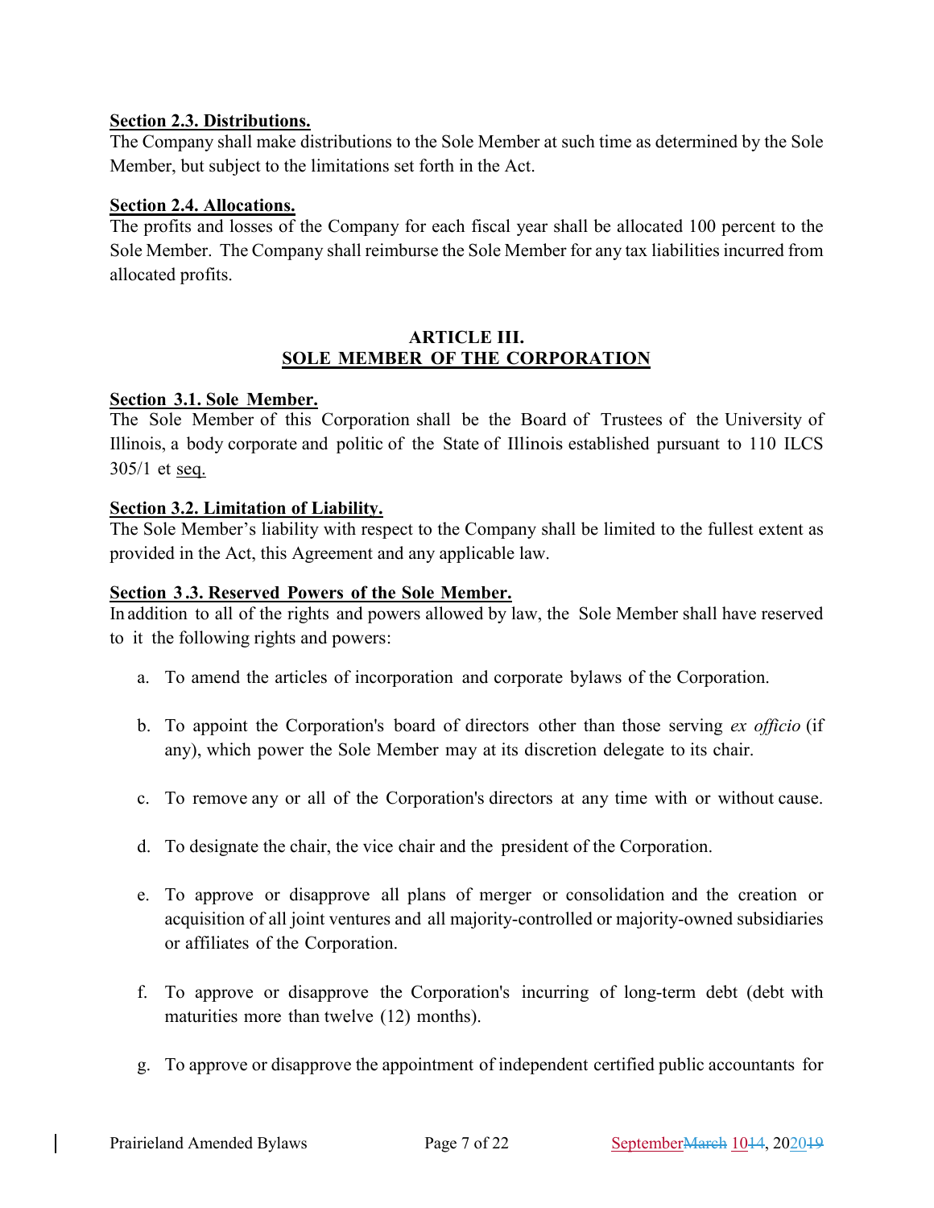**Section 2.3. Distributions.**

The Company shall make distributions to the Sole Member at such time as determined by the Sole Member, but subject to the limitations set forth in the Act.

**Section 2.4. Allocations.**

The profits and losses of the Company for each fiscal year shall be allocated 100 percent to the Sole Member. The Company shall reimburse the Sole Member for any tax liabilities incurred from allocated profits.

## ARTICLE III.
## SOLE MEMBER OF THE CORPORATION

**Section 3.1. Sole Member.**

The Sole Member of this Corporation shall be the Board of Trustees of the University of Illinois, a body corporate and politic of the State of Illinois established pursuant to 110 ILCS 305/1 et seq.

**Section 3.2. Limitation of Liability.**

The Sole Member's liability with respect to the Company shall be limited to the fullest extent as provided in the Act, this Agreement and any applicable law.

**Section 3.3. Reserved Powers of the Sole Member.**

In addition to all of the rights and powers allowed by law, the Sole Member shall have reserved to it the following rights and powers:

a. To amend the articles of incorporation and corporate bylaws of the Corporation.

b. To appoint the Corporation's board of directors other than those serving *ex officio* (if any), which power the Sole Member may at its discretion delegate to its chair.

c. To remove any or all of the Corporation's directors at any time with or without cause.

d. To designate the chair, the vice chair and the president of the Corporation.

e. To approve or disapprove all plans of merger or consolidation and the creation or acquisition of all joint ventures and all majority-controlled or majority-owned subsidiaries or affiliates of the Corporation.

f. To approve or disapprove the Corporation's incurring of long-term debt (debt with maturities more than twelve (12) months).

g. To approve or disapprove the appointment of independent certified public accountants for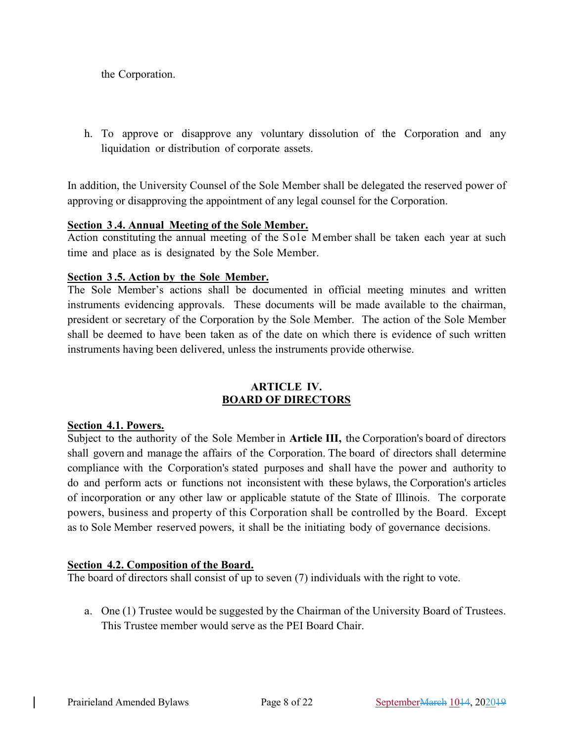the Corporation.

h. To approve or disapprove any voluntary dissolution of the Corporation and any liquidation or distribution of corporate assets.

In addition, the University Counsel of the Sole Member shall be delegated the reserved power of approving or disapproving the appointment of any legal counsel for the Corporation.

**Section 3.4. Annual Meeting of the Sole Member.**
Action constituting the annual meeting of the Sole Member shall be taken each year at such time and place as is designated by the Sole Member.

**Section 3.5. Action by the Sole Member.**
The Sole Member's actions shall be documented in official meeting minutes and written instruments evidencing approvals. These documents will be made available to the chairman, president or secretary of the Corporation by the Sole Member. The action of the Sole Member shall be deemed to have been taken as of the date on which there is evidence of such written instruments having been delivered, unless the instruments provide otherwise.

## ARTICLE IV.
## BOARD OF DIRECTORS

**Section 4.1. Powers.**
Subject to the authority of the Sole Member in **Article III,** the Corporation's board of directors shall govern and manage the affairs of the Corporation. The board of directors shall determine compliance with the Corporation's stated purposes and shall have the power and authority to do and perform acts or functions not inconsistent with these bylaws, the Corporation's articles of incorporation or any other law or applicable statute of the State of Illinois. The corporate powers, business and property of this Corporation shall be controlled by the Board. Except as to Sole Member reserved powers, it shall be the initiating body of governance decisions.

**Section 4.2. Composition of the Board.**
The board of directors shall consist of up to seven (7) individuals with the right to vote.

a. One (1) Trustee would be suggested by the Chairman of the University Board of Trustees. This Trustee member would serve as the PEI Board Chair.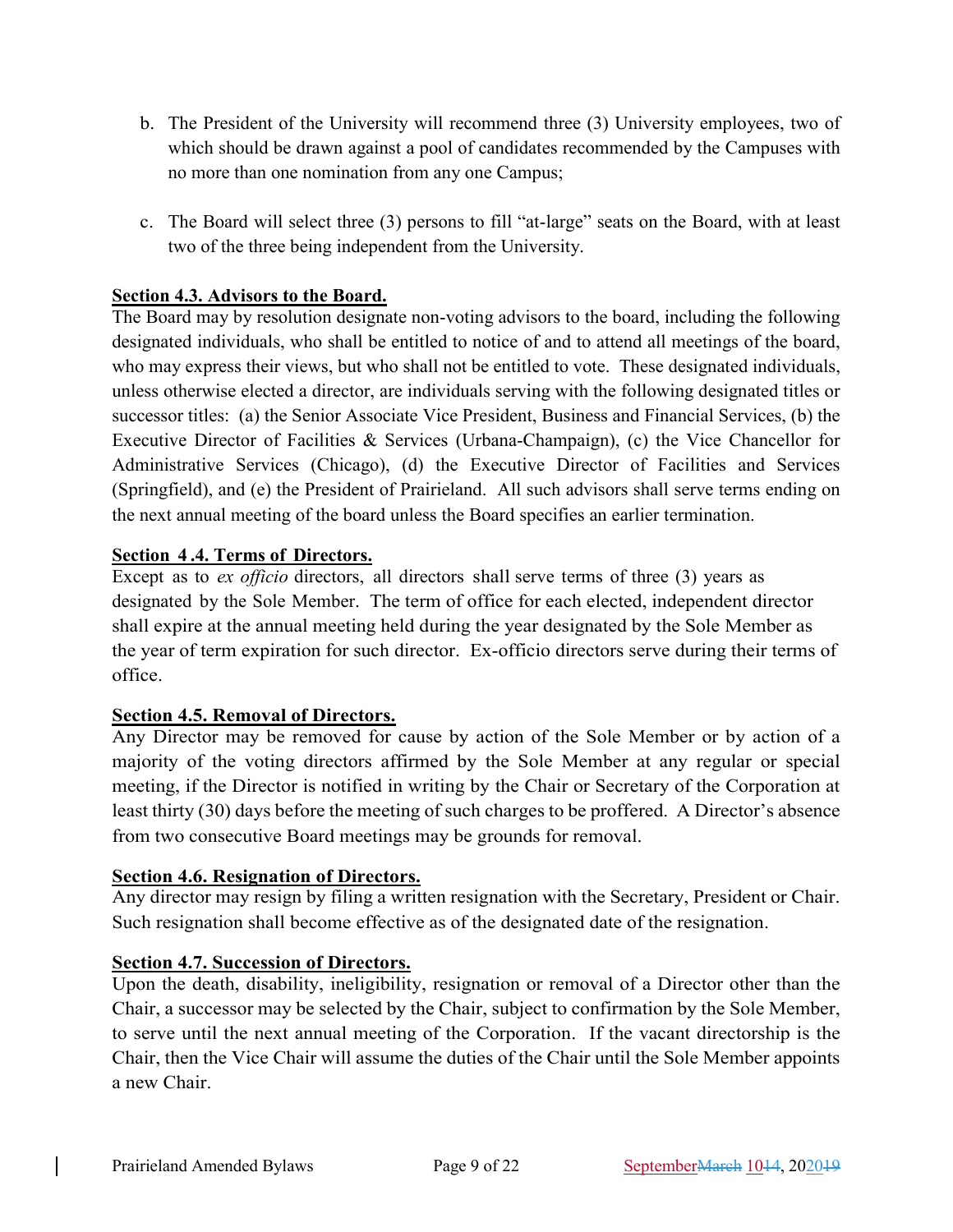b. The President of the University will recommend three (3) University employees, two of which should be drawn against a pool of candidates recommended by the Campuses with no more than one nomination from any one Campus;

c. The Board will select three (3) persons to fill "at-large" seats on the Board, with at least two of the three being independent from the University.

**Section 4.3. Advisors to the Board.**

The Board may by resolution designate non-voting advisors to the board, including the following designated individuals, who shall be entitled to notice of and to attend all meetings of the board, who may express their views, but who shall not be entitled to vote. These designated individuals, unless otherwise elected a director, are individuals serving with the following designated titles or successor titles: (a) the Senior Associate Vice President, Business and Financial Services, (b) the Executive Director of Facilities & Services (Urbana-Champaign), (c) the Vice Chancellor for Administrative Services (Chicago), (d) the Executive Director of Facilities and Services (Springfield), and (e) the President of Prairieland. All such advisors shall serve terms ending on the next annual meeting of the board unless the Board specifies an earlier termination.

**Section 4.4. Terms of Directors.**

Except as to *ex officio* directors, all directors shall serve terms of three (3) years as designated by the Sole Member. The term of office for each elected, independent director shall expire at the annual meeting held during the year designated by the Sole Member as the year of term expiration for such director. Ex-officio directors serve during their terms of office.

**Section 4.5. Removal of Directors.**

Any Director may be removed for cause by action of the Sole Member or by action of a majority of the voting directors affirmed by the Sole Member at any regular or special meeting, if the Director is notified in writing by the Chair or Secretary of the Corporation at least thirty (30) days before the meeting of such charges to be proffered. A Director's absence from two consecutive Board meetings may be grounds for removal.

**Section 4.6. Resignation of Directors.**

Any director may resign by filing a written resignation with the Secretary, President or Chair. Such resignation shall become effective as of the designated date of the resignation.

**Section 4.7. Succession of Directors.**

Upon the death, disability, ineligibility, resignation or removal of a Director other than the Chair, a successor may be selected by the Chair, subject to confirmation by the Sole Member, to serve until the next annual meeting of the Corporation. If the vacant directorship is the Chair, then the Vice Chair will assume the duties of the Chair until the Sole Member appoints a new Chair.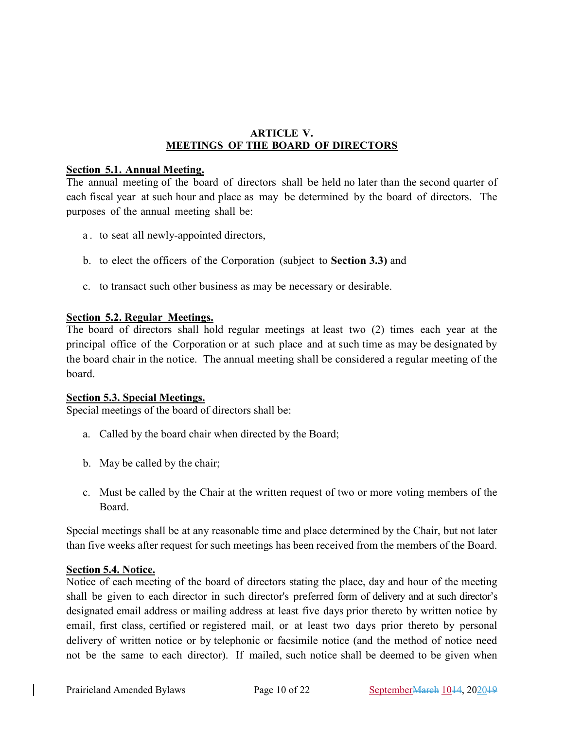## ARTICLE V.
## MEETINGS OF THE BOARD OF DIRECTORS

**Section 5.1. Annual Meeting.**
The annual meeting of the board of directors shall be held no later than the second quarter of each fiscal year at such hour and place as may be determined by the board of directors. The purposes of the annual meeting shall be:

a. to seat all newly-appointed directors,

b. to elect the officers of the Corporation (subject to **Section 3.3)** and

c. to transact such other business as may be necessary or desirable.

**Section 5.2. Regular Meetings.**
The board of directors shall hold regular meetings at least two (2) times each year at the principal office of the Corporation or at such place and at such time as may be designated by the board chair in the notice. The annual meeting shall be considered a regular meeting of the board.

**Section 5.3. Special Meetings.**
Special meetings of the board of directors shall be:

a. Called by the board chair when directed by the Board;

b. May be called by the chair;

c. Must be called by the Chair at the written request of two or more voting members of the Board.

Special meetings shall be at any reasonable time and place determined by the Chair, but not later than five weeks after request for such meetings has been received from the members of the Board.

**Section 5.4. Notice.**
Notice of each meeting of the board of directors stating the place, day and hour of the meeting shall be given to each director in such director's preferred form of delivery and at such director's designated email address or mailing address at least five days prior thereto by written notice by email, first class, certified or registered mail, or at least two days prior thereto by personal delivery of written notice or by telephonic or facsimile notice (and the method of notice need not be the same to each director). If mailed, such notice shall be deemed to be given when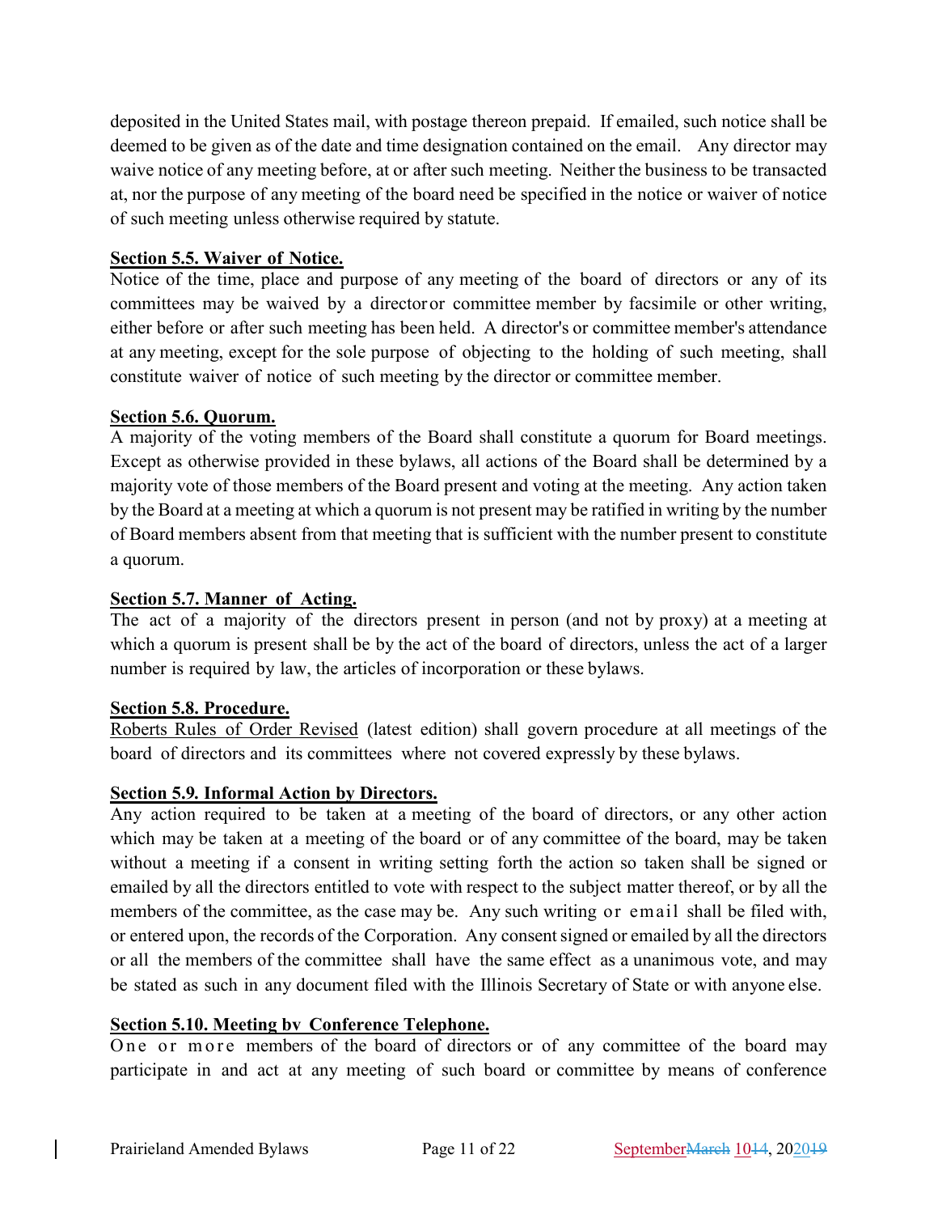deposited in the United States mail, with postage thereon prepaid. If emailed, such notice shall be deemed to be given as of the date and time designation contained on the email. Any director may waive notice of any meeting before, at or after such meeting. Neither the business to be transacted at, nor the purpose of any meeting of the board need be specified in the notice or waiver of notice of such meeting unless otherwise required by statute.

**Section 5.5. Waiver of Notice.**

Notice of the time, place and purpose of any meeting of the board of directors or any of its committees may be waived by a director or committee member by facsimile or other writing, either before or after such meeting has been held. A director's or committee member's attendance at any meeting, except for the sole purpose of objecting to the holding of such meeting, shall constitute waiver of notice of such meeting by the director or committee member.

**Section 5.6. Quorum.**

A majority of the voting members of the Board shall constitute a quorum for Board meetings. Except as otherwise provided in these bylaws, all actions of the Board shall be determined by a majority vote of those members of the Board present and voting at the meeting. Any action taken by the Board at a meeting at which a quorum is not present may be ratified in writing by the number of Board members absent from that meeting that is sufficient with the number present to constitute a quorum.

**Section 5.7. Manner of Acting.**

The act of a majority of the directors present in person (and not by proxy) at a meeting at which a quorum is present shall be by the act of the board of directors, unless the act of a larger number is required by law, the articles of incorporation or these bylaws.

**Section 5.8. Procedure.**

Roberts Rules of Order Revised (latest edition) shall govern procedure at all meetings of the board of directors and its committees where not covered expressly by these bylaws.

**Section 5.9. Informal Action by Directors.**

Any action required to be taken at a meeting of the board of directors, or any other action which may be taken at a meeting of the board or of any committee of the board, may be taken without a meeting if a consent in writing setting forth the action so taken shall be signed or emailed by all the directors entitled to vote with respect to the subject matter thereof, or by all the members of the committee, as the case may be. Any such writing or email shall be filed with, or entered upon, the records of the Corporation. Any consent signed or emailed by all the directors or all the members of the committee shall have the same effect as a unanimous vote, and may be stated as such in any document filed with the Illinois Secretary of State or with anyone else.

**Section 5.10. Meeting by Conference Telephone.**

One or more members of the board of directors or of any committee of the board may participate in and act at any meeting of such board or committee by means of conference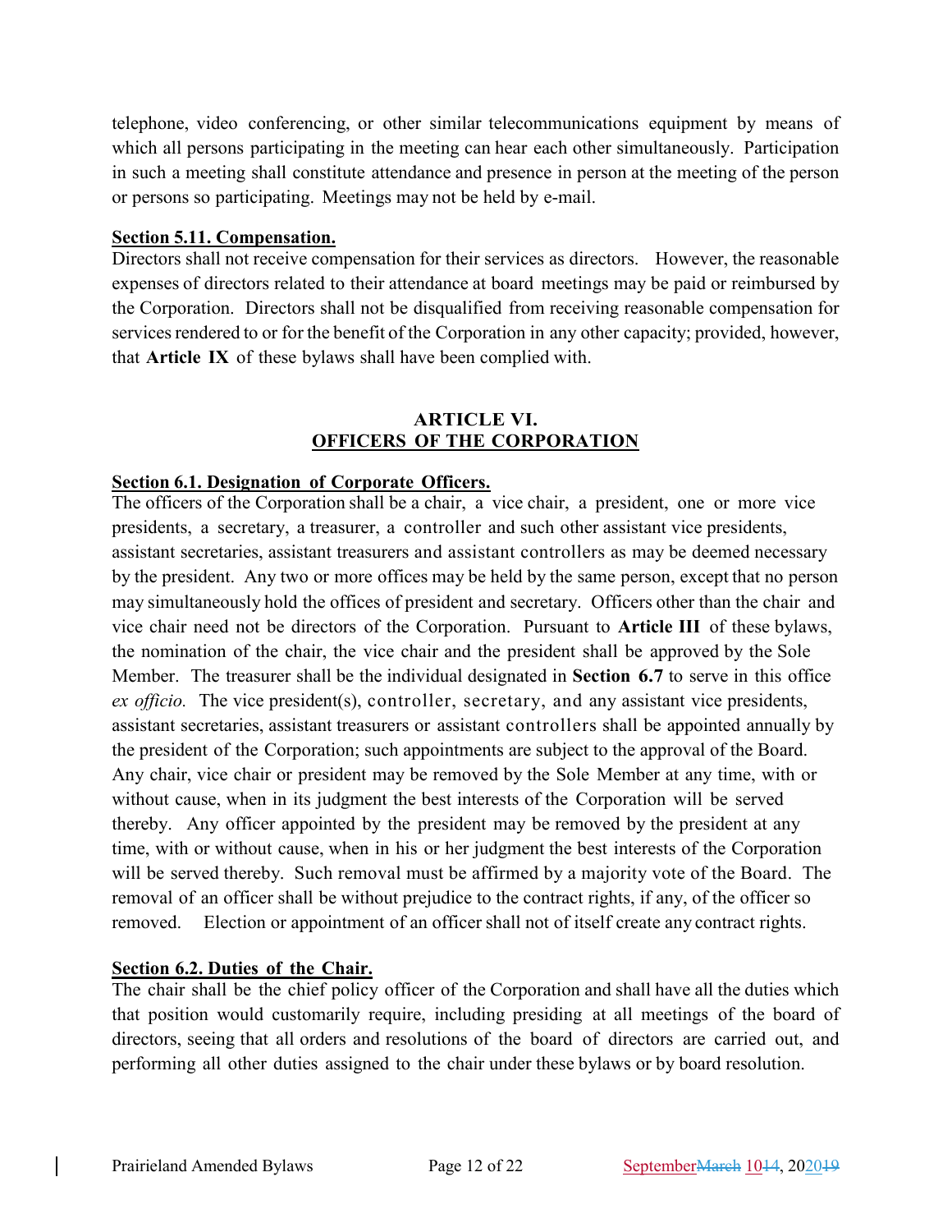telephone, video conferencing, or other similar telecommunications equipment by means of which all persons participating in the meeting can hear each other simultaneously. Participation in such a meeting shall constitute attendance and presence in person at the meeting of the person or persons so participating. Meetings may not be held by e-mail.

**Section 5.11. Compensation.**

Directors shall not receive compensation for their services as directors. However, the reasonable expenses of directors related to their attendance at board meetings may be paid or reimbursed by the Corporation. Directors shall not be disqualified from receiving reasonable compensation for services rendered to or for the benefit of the Corporation in any other capacity; provided, however, that **Article IX** of these bylaws shall have been complied with.

## ARTICLE VI.
## OFFICERS OF THE CORPORATION

**Section 6.1. Designation of Corporate Officers.**

The officers of the Corporation shall be a chair, a vice chair, a president, one or more vice presidents, a secretary, a treasurer, a controller and such other assistant vice presidents, assistant secretaries, assistant treasurers and assistant controllers as may be deemed necessary by the president. Any two or more offices may be held by the same person, except that no person may simultaneously hold the offices of president and secretary. Officers other than the chair and vice chair need not be directors of the Corporation. Pursuant to **Article III** of these bylaws, the nomination of the chair, the vice chair and the president shall be approved by the Sole Member. The treasurer shall be the individual designated in **Section 6.7** to serve in this office *ex officio.* The vice president(s), controller, secretary, and any assistant vice presidents, assistant secretaries, assistant treasurers or assistant controllers shall be appointed annually by the president of the Corporation; such appointments are subject to the approval of the Board. Any chair, vice chair or president may be removed by the Sole Member at any time, with or without cause, when in its judgment the best interests of the Corporation will be served thereby. Any officer appointed by the president may be removed by the president at any time, with or without cause, when in his or her judgment the best interests of the Corporation will be served thereby. Such removal must be affirmed by a majority vote of the Board. The removal of an officer shall be without prejudice to the contract rights, if any, of the officer so removed. Election or appointment of an officer shall not of itself create any contract rights.

**Section 6.2. Duties of the Chair.**

The chair shall be the chief policy officer of the Corporation and shall have all the duties which that position would customarily require, including presiding at all meetings of the board of directors, seeing that all orders and resolutions of the board of directors are carried out, and performing all other duties assigned to the chair under these bylaws or by board resolution.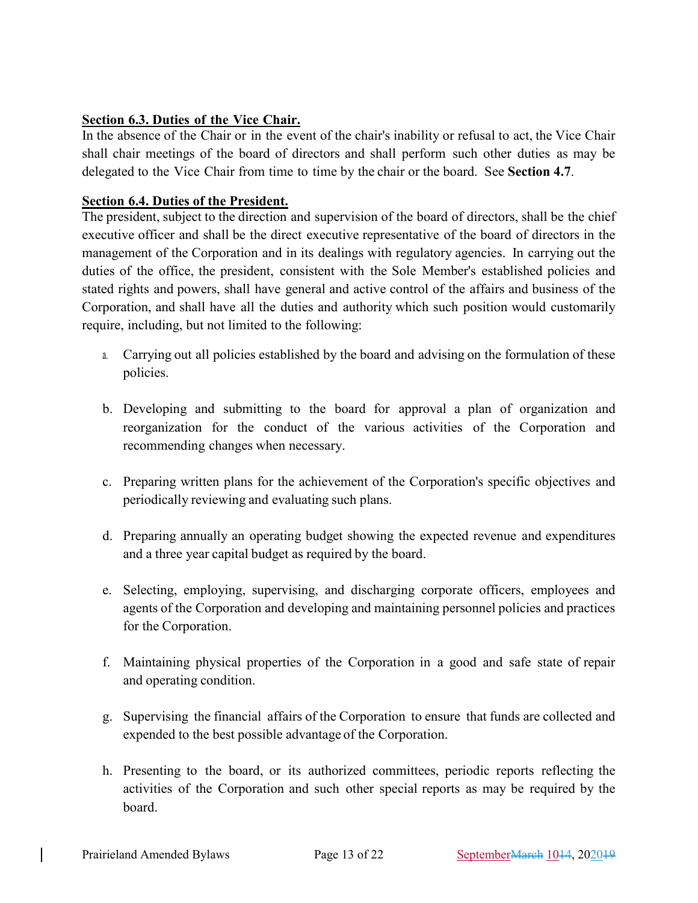**Section 6.3. Duties of the Vice Chair.**

In the absence of the Chair or in the event of the chair's inability or refusal to act, the Vice Chair shall chair meetings of the board of directors and shall perform such other duties as may be delegated to the Vice Chair from time to time by the chair or the board. See **Section 4.7**.

**Section 6.4. Duties of the President.**

The president, subject to the direction and supervision of the board of directors, shall be the chief executive officer and shall be the direct executive representative of the board of directors in the management of the Corporation and in its dealings with regulatory agencies. In carrying out the duties of the office, the president, consistent with the Sole Member's established policies and stated rights and powers, shall have general and active control of the affairs and business of the Corporation, and shall have all the duties and authority which such position would customarily require, including, but not limited to the following:

a. Carrying out all policies established by the board and advising on the formulation of these policies.

b. Developing and submitting to the board for approval a plan of organization and reorganization for the conduct of the various activities of the Corporation and recommending changes when necessary.

c. Preparing written plans for the achievement of the Corporation's specific objectives and periodically reviewing and evaluating such plans.

d. Preparing annually an operating budget showing the expected revenue and expenditures and a three year capital budget as required by the board.

e. Selecting, employing, supervising, and discharging corporate officers, employees and agents of the Corporation and developing and maintaining personnel policies and practices for the Corporation.

f. Maintaining physical properties of the Corporation in a good and safe state of repair and operating condition.

g. Supervising the financial affairs of the Corporation to ensure that funds are collected and expended to the best possible advantage of the Corporation.

h. Presenting to the board, or its authorized committees, periodic reports reflecting the activities of the Corporation and such other special reports as may be required by the board.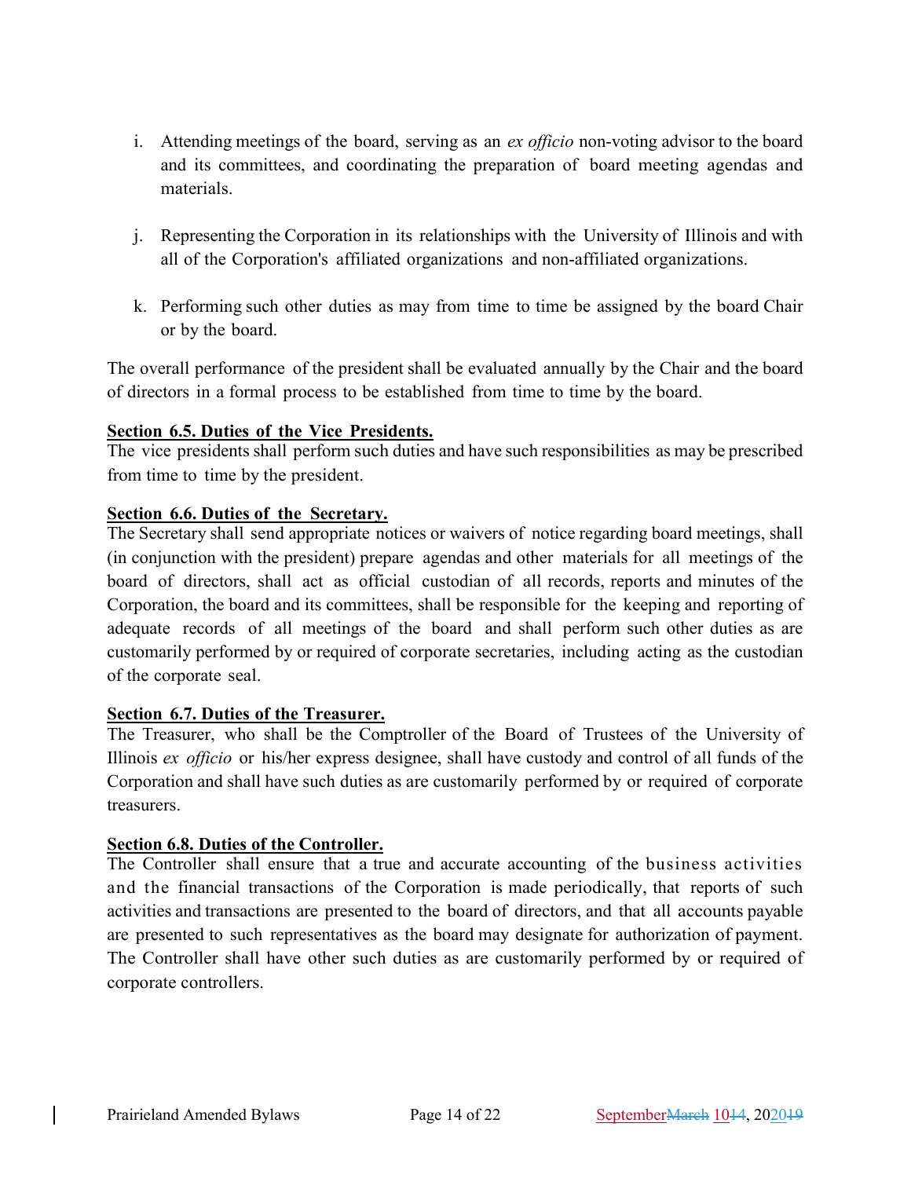i. Attending meetings of the board, serving as an *ex officio* non-voting advisor to the board and its committees, and coordinating the preparation of board meeting agendas and materials.

j. Representing the Corporation in its relationships with the University of Illinois and with all of the Corporation's affiliated organizations and non-affiliated organizations.

k. Performing such other duties as may from time to time be assigned by the board Chair or by the board.

The overall performance of the president shall be evaluated annually by the Chair and the board of directors in a formal process to be established from time to time by the board.

**Section 6.5. Duties of the Vice Presidents.**
The vice presidents shall perform such duties and have such responsibilities as may be prescribed from time to time by the president.

**Section 6.6. Duties of the Secretary.**
The Secretary shall send appropriate notices or waivers of notice regarding board meetings, shall (in conjunction with the president) prepare agendas and other materials for all meetings of the board of directors, shall act as official custodian of all records, reports and minutes of the Corporation, the board and its committees, shall be responsible for the keeping and reporting of adequate records of all meetings of the board and shall perform such other duties as are customarily performed by or required of corporate secretaries, including acting as the custodian of the corporate seal.

**Section 6.7. Duties of the Treasurer.**
The Treasurer, who shall be the Comptroller of the Board of Trustees of the University of Illinois *ex officio* or his/her express designee, shall have custody and control of all funds of the Corporation and shall have such duties as are customarily performed by or required of corporate treasurers.

**Section 6.8. Duties of the Controller.**
The Controller shall ensure that a true and accurate accounting of the business activities and the financial transactions of the Corporation is made periodically, that reports of such activities and transactions are presented to the board of directors, and that all accounts payable are presented to such representatives as the board may designate for authorization of payment. The Controller shall have other such duties as are customarily performed by or required of corporate controllers.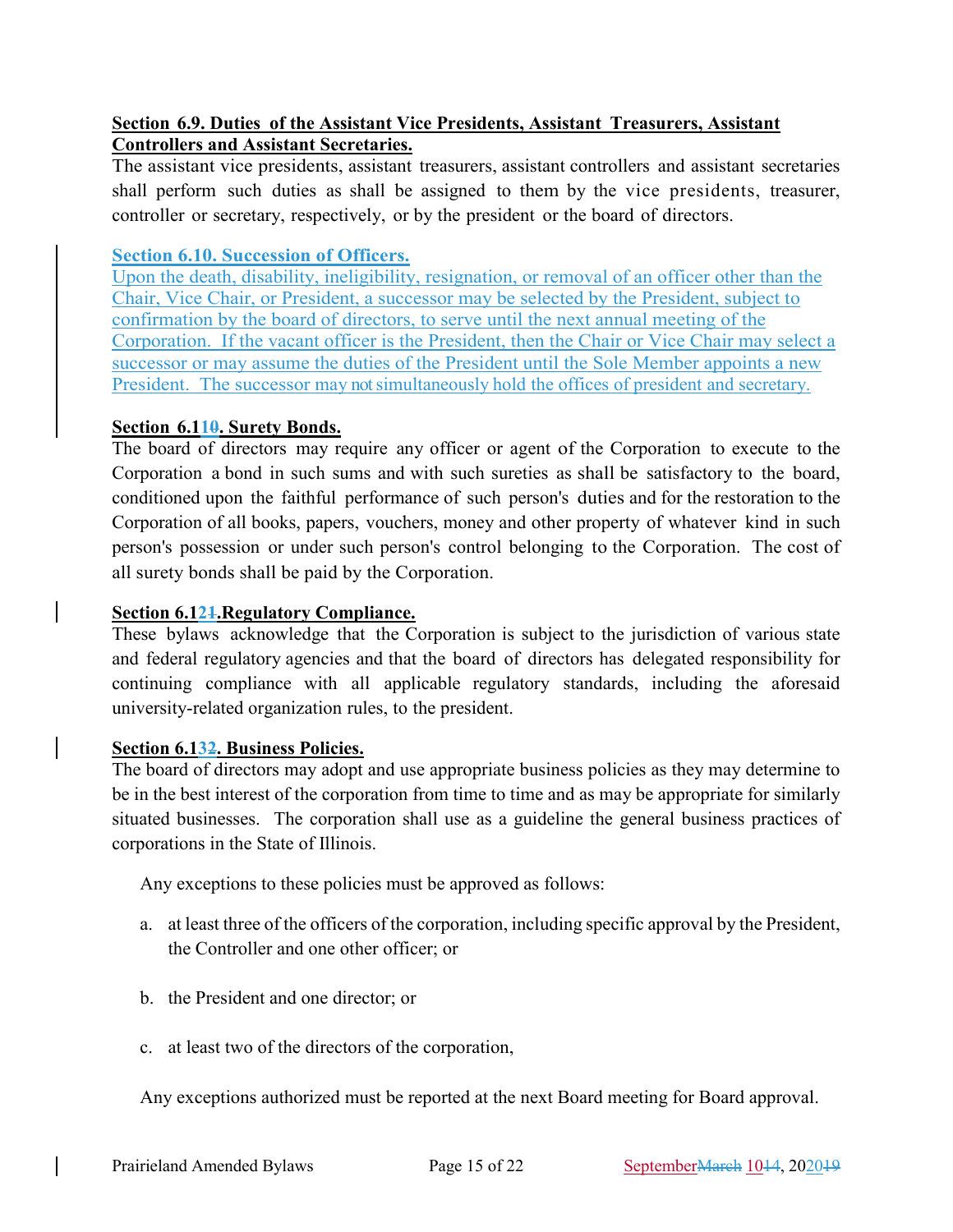**Section 6.9. Duties of the Assistant Vice Presidents, Assistant Treasurers, Assistant Controllers and Assistant Secretaries.**

The assistant vice presidents, assistant treasurers, assistant controllers and assistant secretaries shall perform such duties as shall be assigned to them by the vice presidents, treasurer, controller or secretary, respectively, or by the president or the board of directors.

**Section 6.10. Succession of Officers.**

Upon the death, disability, ineligibility, resignation, or removal of an officer other than the Chair, Vice Chair, or President, a successor may be selected by the President, subject to confirmation by the board of directors, to serve until the next annual meeting of the Corporation. If the vacant officer is the President, then the Chair or Vice Chair may select a successor or may assume the duties of the President until the Sole Member appoints a new President. The successor may not simultaneously hold the offices of president and secretary.

**Section 6.110. Surety Bonds.**

The board of directors may require any officer or agent of the Corporation to execute to the Corporation a bond in such sums and with such sureties as shall be satisfactory to the board, conditioned upon the faithful performance of such person's duties and for the restoration to the Corporation of all books, papers, vouchers, money and other property of whatever kind in such person's possession or under such person's control belonging to the Corporation. The cost of all surety bonds shall be paid by the Corporation.

**Section 6.121.Regulatory Compliance.**

These bylaws acknowledge that the Corporation is subject to the jurisdiction of various state and federal regulatory agencies and that the board of directors has delegated responsibility for continuing compliance with all applicable regulatory standards, including the aforesaid university-related organization rules, to the president.

**Section 6.132. Business Policies.**

The board of directors may adopt and use appropriate business policies as they may determine to be in the best interest of the corporation from time to time and as may be appropriate for similarly situated businesses. The corporation shall use as a guideline the general business practices of corporations in the State of Illinois.

Any exceptions to these policies must be approved as follows:

a. at least three of the officers of the corporation, including specific approval by the President, the Controller and one other officer; or

b. the President and one director; or

c. at least two of the directors of the corporation,

Any exceptions authorized must be reported at the next Board meeting for Board approval.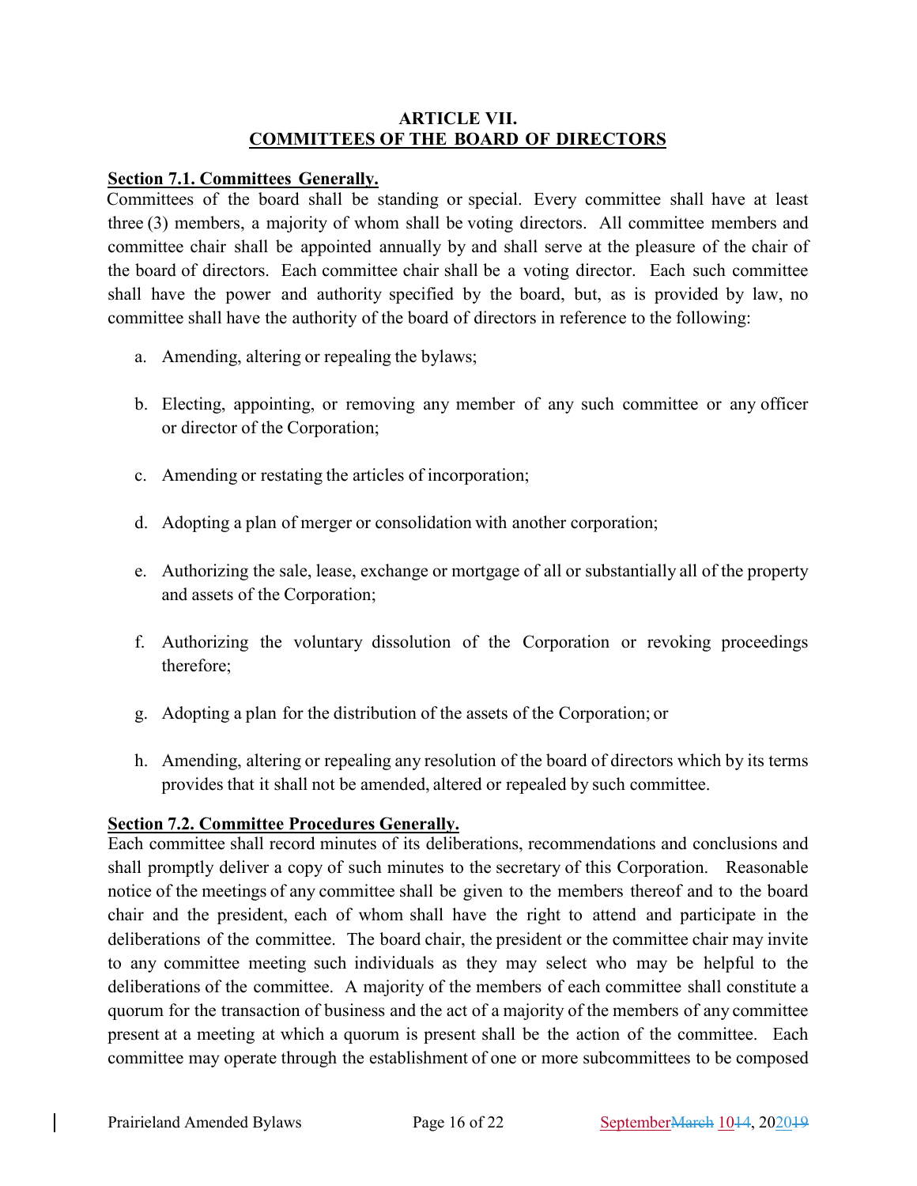## ARTICLE VII.
## COMMITTEES OF THE BOARD OF DIRECTORS

**Section 7.1. Committees Generally.**
Committees of the board shall be standing or special. Every committee shall have at least three (3) members, a majority of whom shall be voting directors. All committee members and committee chair shall be appointed annually by and shall serve at the pleasure of the chair of the board of directors. Each committee chair shall be a voting director. Each such committee shall have the power and authority specified by the board, but, as is provided by law, no committee shall have the authority of the board of directors in reference to the following:

a. Amending, altering or repealing the bylaws;

b. Electing, appointing, or removing any member of any such committee or any officer or director of the Corporation;

c. Amending or restating the articles of incorporation;

d. Adopting a plan of merger or consolidation with another corporation;

e. Authorizing the sale, lease, exchange or mortgage of all or substantially all of the property and assets of the Corporation;

f. Authorizing the voluntary dissolution of the Corporation or revoking proceedings therefore;

g. Adopting a plan for the distribution of the assets of the Corporation; or

h. Amending, altering or repealing any resolution of the board of directors which by its terms provides that it shall not be amended, altered or repealed by such committee.

**Section 7.2. Committee Procedures Generally.**
Each committee shall record minutes of its deliberations, recommendations and conclusions and shall promptly deliver a copy of such minutes to the secretary of this Corporation. Reasonable notice of the meetings of any committee shall be given to the members thereof and to the board chair and the president, each of whom shall have the right to attend and participate in the deliberations of the committee. The board chair, the president or the committee chair may invite to any committee meeting such individuals as they may select who may be helpful to the deliberations of the committee. A majority of the members of each committee shall constitute a quorum for the transaction of business and the act of a majority of the members of any committee present at a meeting at which a quorum is present shall be the action of the committee. Each committee may operate through the establishment of one or more subcommittees to be composed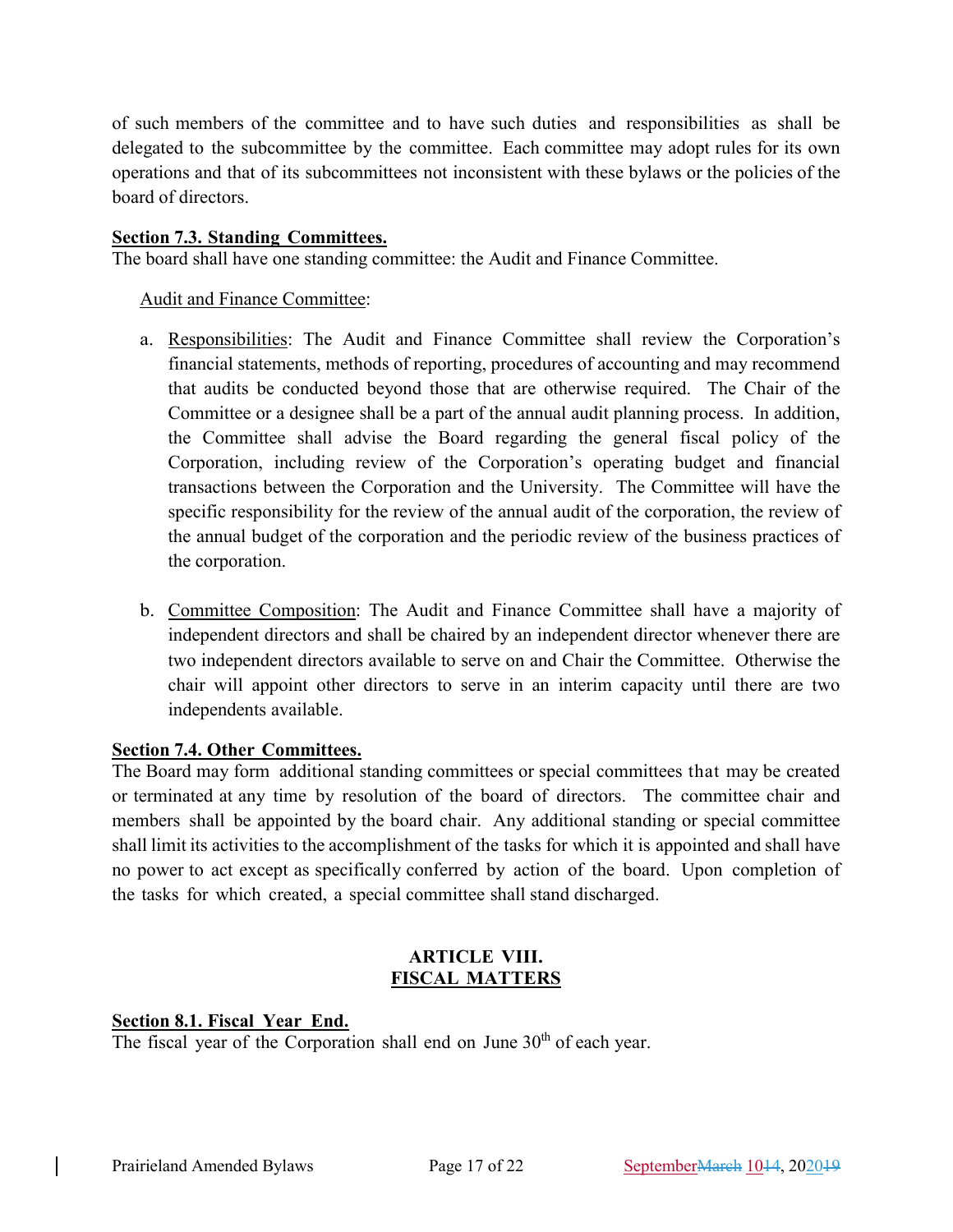of such members of the committee and to have such duties and responsibilities as shall be delegated to the subcommittee by the committee. Each committee may adopt rules for its own operations and that of its subcommittees not inconsistent with these bylaws or the policies of the board of directors.

**Section 7.3. Standing Committees.**

The board shall have one standing committee: the Audit and Finance Committee.

Audit and Finance Committee:

a. Responsibilities: The Audit and Finance Committee shall review the Corporation's financial statements, methods of reporting, procedures of accounting and may recommend that audits be conducted beyond those that are otherwise required. The Chair of the Committee or a designee shall be a part of the annual audit planning process. In addition, the Committee shall advise the Board regarding the general fiscal policy of the Corporation, including review of the Corporation's operating budget and financial transactions between the Corporation and the University. The Committee will have the specific responsibility for the review of the annual audit of the corporation, the review of the annual budget of the corporation and the periodic review of the business practices of the corporation.

b. Committee Composition: The Audit and Finance Committee shall have a majority of independent directors and shall be chaired by an independent director whenever there are two independent directors available to serve on and Chair the Committee. Otherwise the chair will appoint other directors to serve in an interim capacity until there are two independents available.

**Section 7.4. Other Committees.**

The Board may form additional standing committees or special committees that may be created or terminated at any time by resolution of the board of directors. The committee chair and members shall be appointed by the board chair. Any additional standing or special committee shall limit its activities to the accomplishment of the tasks for which it is appointed and shall have no power to act except as specifically conferred by action of the board. Upon completion of the tasks for which created, a special committee shall stand discharged.

## ARTICLE VIII. FISCAL MATTERS

**Section 8.1. Fiscal Year End.**

The fiscal year of the Corporation shall end on June 30th of each year.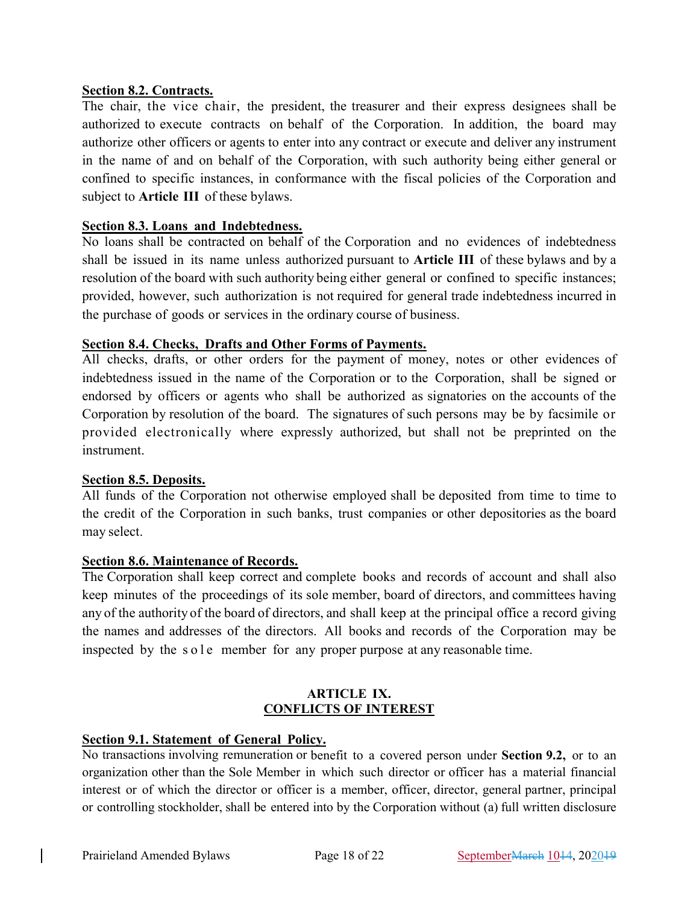**Section 8.2. Contracts.**
The chair, the vice chair, the president, the treasurer and their express designees shall be authorized to execute contracts on behalf of the Corporation. In addition, the board may authorize other officers or agents to enter into any contract or execute and deliver any instrument in the name of and on behalf of the Corporation, with such authority being either general or confined to specific instances, in conformance with the fiscal policies of the Corporation and subject to **Article III** of these bylaws.

**Section 8.3. Loans and Indebtedness.**
No loans shall be contracted on behalf of the Corporation and no evidences of indebtedness shall be issued in its name unless authorized pursuant to **Article III** of these bylaws and by a resolution of the board with such authority being either general or confined to specific instances; provided, however, such authorization is not required for general trade indebtedness incurred in the purchase of goods or services in the ordinary course of business.

**Section 8.4. Checks, Drafts and Other Forms of Payments.**
All checks, drafts, or other orders for the payment of money, notes or other evidences of indebtedness issued in the name of the Corporation or to the Corporation, shall be signed or endorsed by officers or agents who shall be authorized as signatories on the accounts of the Corporation by resolution of the board. The signatures of such persons may be by facsimile or provided electronically where expressly authorized, but shall not be preprinted on the instrument.

**Section 8.5. Deposits.**
All funds of the Corporation not otherwise employed shall be deposited from time to time to the credit of the Corporation in such banks, trust companies or other depositories as the board may select.

**Section 8.6. Maintenance of Records.**
The Corporation shall keep correct and complete books and records of account and shall also keep minutes of the proceedings of its sole member, board of directors, and committees having any of the authority of the board of directors, and shall keep at the principal office a record giving the names and addresses of the directors. All books and records of the Corporation may be inspected by the sole member for any proper purpose at any reasonable time.

## ARTICLE IX.
## CONFLICTS OF INTEREST

**Section 9.1. Statement of General Policy.**
No transactions involving remuneration or benefit to a covered person under **Section 9.2,** or to an organization other than the Sole Member in which such director or officer has a material financial interest or of which the director or officer is a member, officer, director, general partner, principal or controlling stockholder, shall be entered into by the Corporation without (a) full written disclosure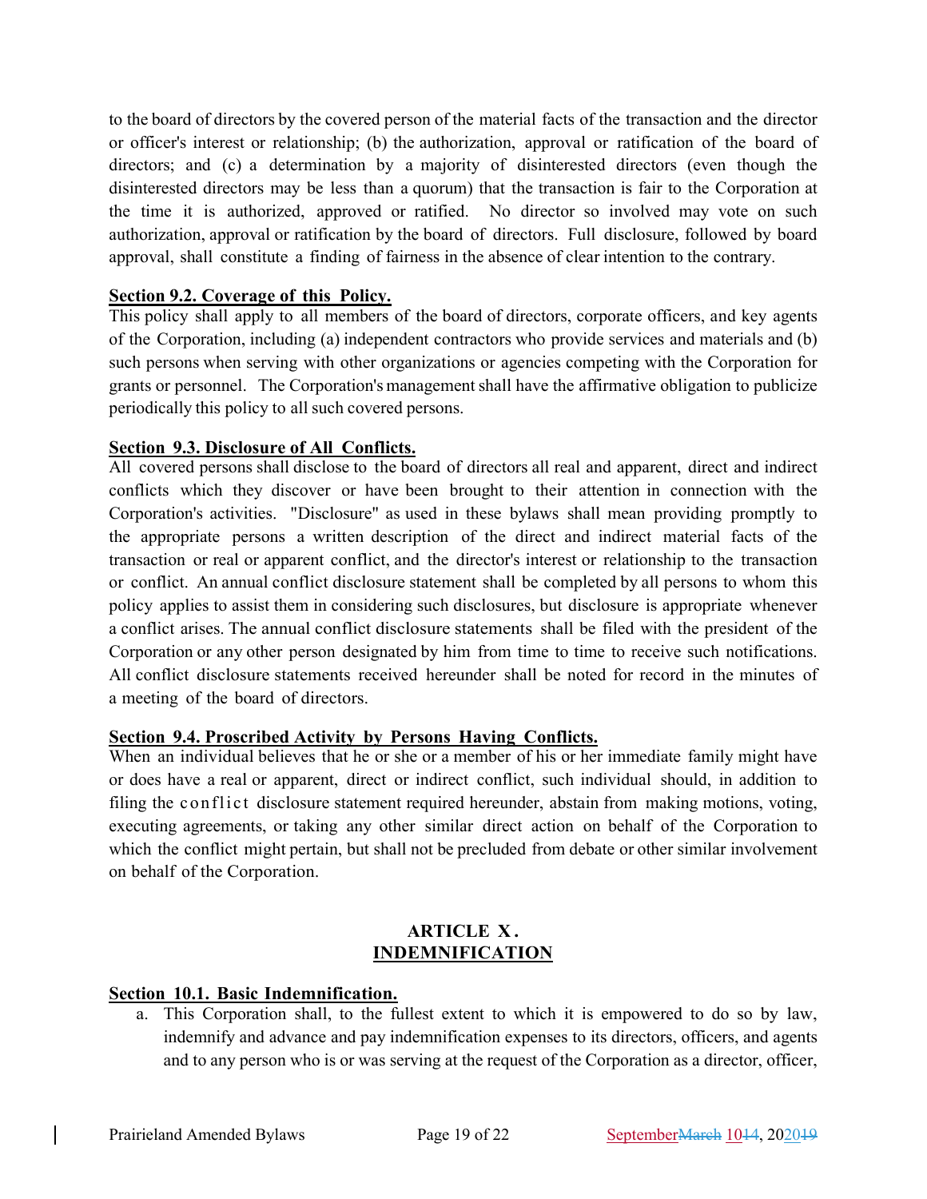to the board of directors by the covered person of the material facts of the transaction and the director or officer's interest or relationship; (b) the authorization, approval or ratification of the board of directors; and (c) a determination by a majority of disinterested directors (even though the disinterested directors may be less than a quorum) that the transaction is fair to the Corporation at the time it is authorized, approved or ratified. No director so involved may vote on such authorization, approval or ratification by the board of directors. Full disclosure, followed by board approval, shall constitute a finding of fairness in the absence of clear intention to the contrary.

**Section 9.2. Coverage of this Policy.**
This policy shall apply to all members of the board of directors, corporate officers, and key agents of the Corporation, including (a) independent contractors who provide services and materials and (b) such persons when serving with other organizations or agencies competing with the Corporation for grants or personnel. The Corporation's management shall have the affirmative obligation to publicize periodically this policy to all such covered persons.

**Section 9.3. Disclosure of All Conflicts.**
All covered persons shall disclose to the board of directors all real and apparent, direct and indirect conflicts which they discover or have been brought to their attention in connection with the Corporation's activities. "Disclosure" as used in these bylaws shall mean providing promptly to the appropriate persons a written description of the direct and indirect material facts of the transaction or real or apparent conflict, and the director's interest or relationship to the transaction or conflict. An annual conflict disclosure statement shall be completed by all persons to whom this policy applies to assist them in considering such disclosures, but disclosure is appropriate whenever a conflict arises. The annual conflict disclosure statements shall be filed with the president of the Corporation or any other person designated by him from time to time to receive such notifications. All conflict disclosure statements received hereunder shall be noted for record in the minutes of a meeting of the board of directors.

**Section 9.4. Proscribed Activity by Persons Having Conflicts.**
When an individual believes that he or she or a member of his or her immediate family might have or does have a real or apparent, direct or indirect conflict, such individual should, in addition to filing the conflict disclosure statement required hereunder, abstain from making motions, voting, executing agreements, or taking any other similar direct action on behalf of the Corporation to which the conflict might pertain, but shall not be precluded from debate or other similar involvement on behalf of the Corporation.

## ARTICLE X.
## INDEMNIFICATION

**Section 10.1. Basic Indemnification.**

a. This Corporation shall, to the fullest extent to which it is empowered to do so by law, indemnify and advance and pay indemnification expenses to its directors, officers, and agents and to any person who is or was serving at the request of the Corporation as a director, officer,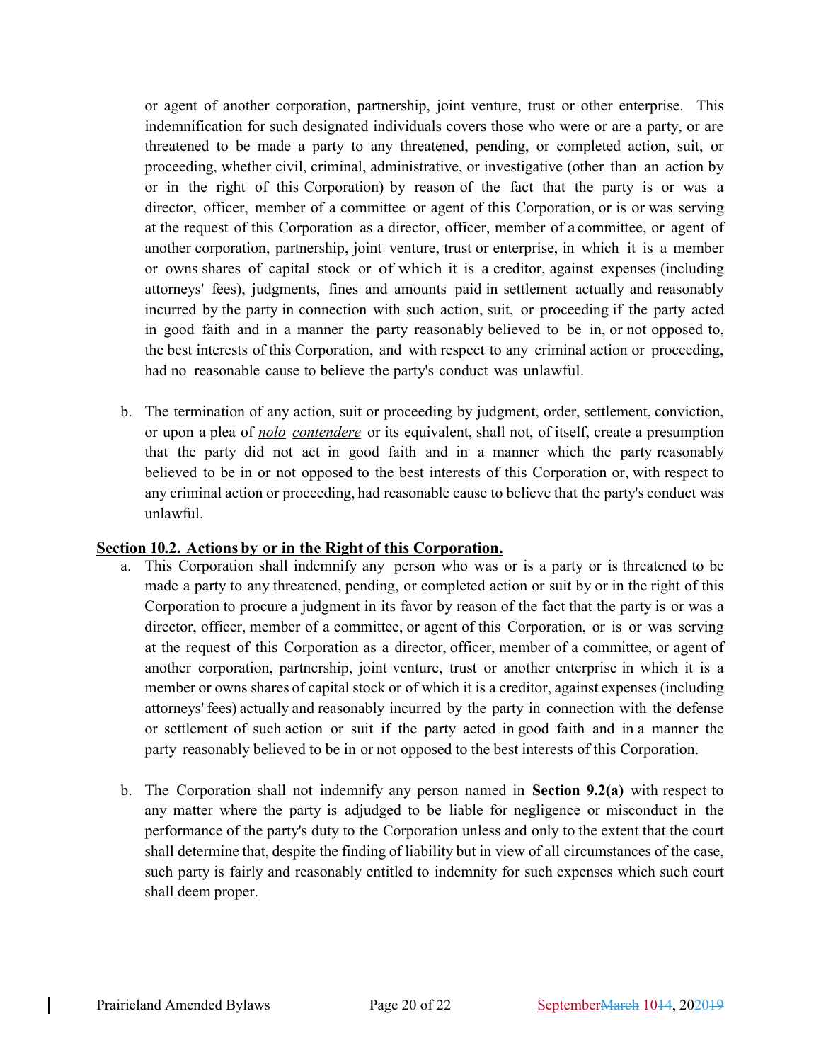or agent of another corporation, partnership, joint venture, trust or other enterprise. This indemnification for such designated individuals covers those who were or are a party, or are threatened to be made a party to any threatened, pending, or completed action, suit, or proceeding, whether civil, criminal, administrative, or investigative (other than an action by or in the right of this Corporation) by reason of the fact that the party is or was a director, officer, member of a committee or agent of this Corporation, or is or was serving at the request of this Corporation as a director, officer, member of a committee, or agent of another corporation, partnership, joint venture, trust or enterprise, in which it is a member or owns shares of capital stock or of which it is a creditor, against expenses (including attorneys' fees), judgments, fines and amounts paid in settlement actually and reasonably incurred by the party in connection with such action, suit, or proceeding if the party acted in good faith and in a manner the party reasonably believed to be in, or not opposed to, the best interests of this Corporation, and with respect to any criminal action or proceeding, had no reasonable cause to believe the party's conduct was unlawful.

b. The termination of any action, suit or proceeding by judgment, order, settlement, conviction, or upon a plea of *nolo contendere* or its equivalent, shall not, of itself, create a presumption that the party did not act in good faith and in a manner which the party reasonably believed to be in or not opposed to the best interests of this Corporation or, with respect to any criminal action or proceeding, had reasonable cause to believe that the party's conduct was unlawful.

**Section 10.2. Actions by or in the Right of this Corporation.**

a. This Corporation shall indemnify any person who was or is a party or is threatened to be made a party to any threatened, pending, or completed action or suit by or in the right of this Corporation to procure a judgment in its favor by reason of the fact that the party is or was a director, officer, member of a committee, or agent of this Corporation, or is or was serving at the request of this Corporation as a director, officer, member of a committee, or agent of another corporation, partnership, joint venture, trust or another enterprise in which it is a member or owns shares of capital stock or of which it is a creditor, against expenses (including attorneys' fees) actually and reasonably incurred by the party in connection with the defense or settlement of such action or suit if the party acted in good faith and in a manner the party reasonably believed to be in or not opposed to the best interests of this Corporation.

b. The Corporation shall not indemnify any person named in **Section 9.2(a)** with respect to any matter where the party is adjudged to be liable for negligence or misconduct in the performance of the party's duty to the Corporation unless and only to the extent that the court shall determine that, despite the finding of liability but in view of all circumstances of the case, such party is fairly and reasonably entitled to indemnity for such expenses which such court shall deem proper.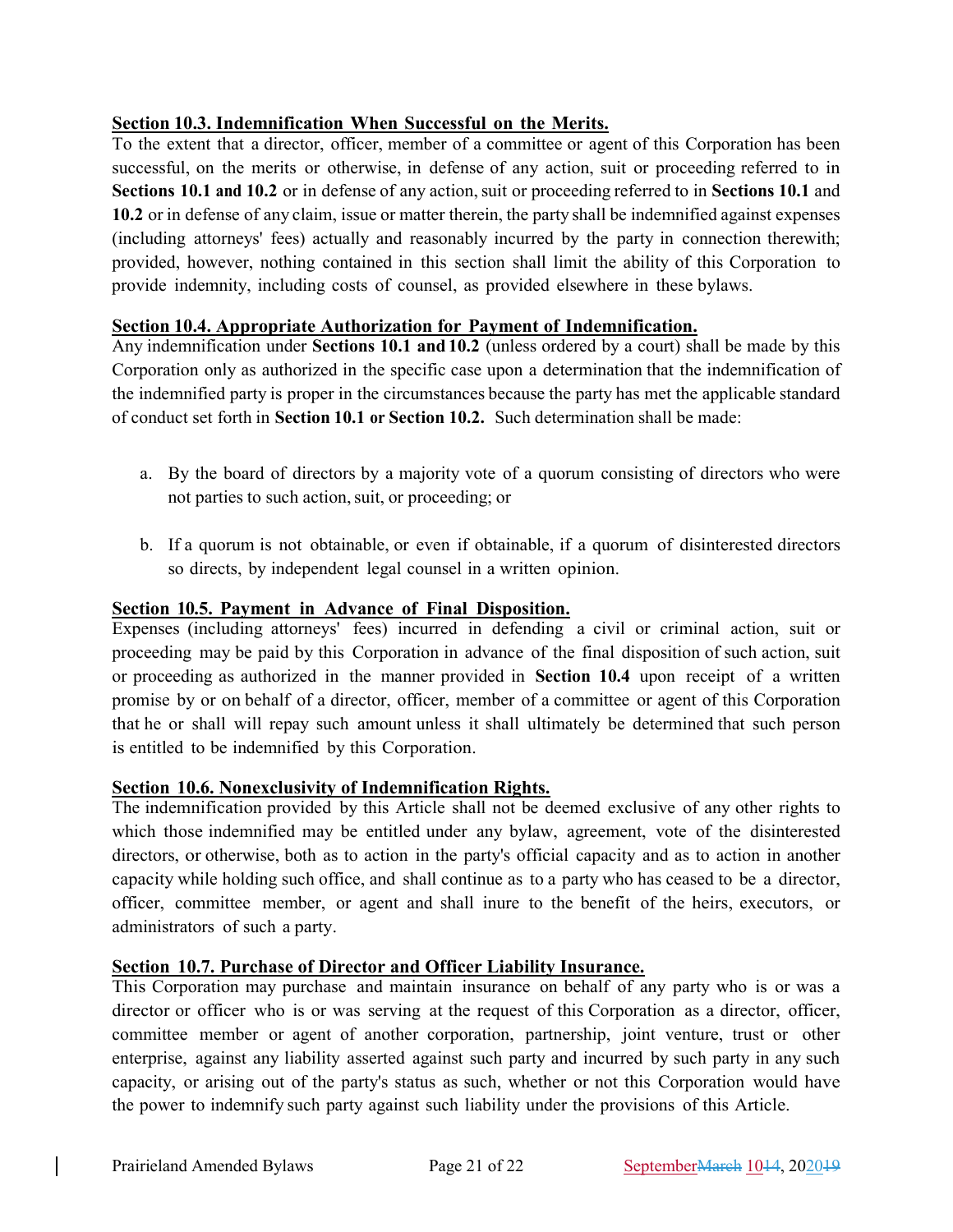**Section 10.3. Indemnification When Successful on the Merits.**

To the extent that a director, officer, member of a committee or agent of this Corporation has been successful, on the merits or otherwise, in defense of any action, suit or proceeding referred to in **Sections 10.1 and 10.2** or in defense of any action, suit or proceeding referred to in **Sections 10.1** and **10.2** or in defense of any claim, issue or matter therein, the party shall be indemnified against expenses (including attorneys' fees) actually and reasonably incurred by the party in connection therewith; provided, however, nothing contained in this section shall limit the ability of this Corporation to provide indemnity, including costs of counsel, as provided elsewhere in these bylaws.

**Section 10.4. Appropriate Authorization for Payment of Indemnification.**

Any indemnification under **Sections 10.1 and 10.2** (unless ordered by a court) shall be made by this Corporation only as authorized in the specific case upon a determination that the indemnification of the indemnified party is proper in the circumstances because the party has met the applicable standard of conduct set forth in **Section 10.1 or Section 10.2.** Such determination shall be made:

a. By the board of directors by a majority vote of a quorum consisting of directors who were not parties to such action, suit, or proceeding; or

b. If a quorum is not obtainable, or even if obtainable, if a quorum of disinterested directors so directs, by independent legal counsel in a written opinion.

**Section 10.5. Payment in Advance of Final Disposition.**

Expenses (including attorneys' fees) incurred in defending a civil or criminal action, suit or proceeding may be paid by this Corporation in advance of the final disposition of such action, suit or proceeding as authorized in the manner provided in **Section 10.4** upon receipt of a written promise by or on behalf of a director, officer, member of a committee or agent of this Corporation that he or shall will repay such amount unless it shall ultimately be determined that such person is entitled to be indemnified by this Corporation.

**Section 10.6. Nonexclusivity of Indemnification Rights.**

The indemnification provided by this Article shall not be deemed exclusive of any other rights to which those indemnified may be entitled under any bylaw, agreement, vote of the disinterested directors, or otherwise, both as to action in the party's official capacity and as to action in another capacity while holding such office, and shall continue as to a party who has ceased to be a director, officer, committee member, or agent and shall inure to the benefit of the heirs, executors, or administrators of such a party.

**Section 10.7. Purchase of Director and Officer Liability Insurance.**

This Corporation may purchase and maintain insurance on behalf of any party who is or was a director or officer who is or was serving at the request of this Corporation as a director, officer, committee member or agent of another corporation, partnership, joint venture, trust or other enterprise, against any liability asserted against such party and incurred by such party in any such capacity, or arising out of the party's status as such, whether or not this Corporation would have the power to indemnify such party against such liability under the provisions of this Article.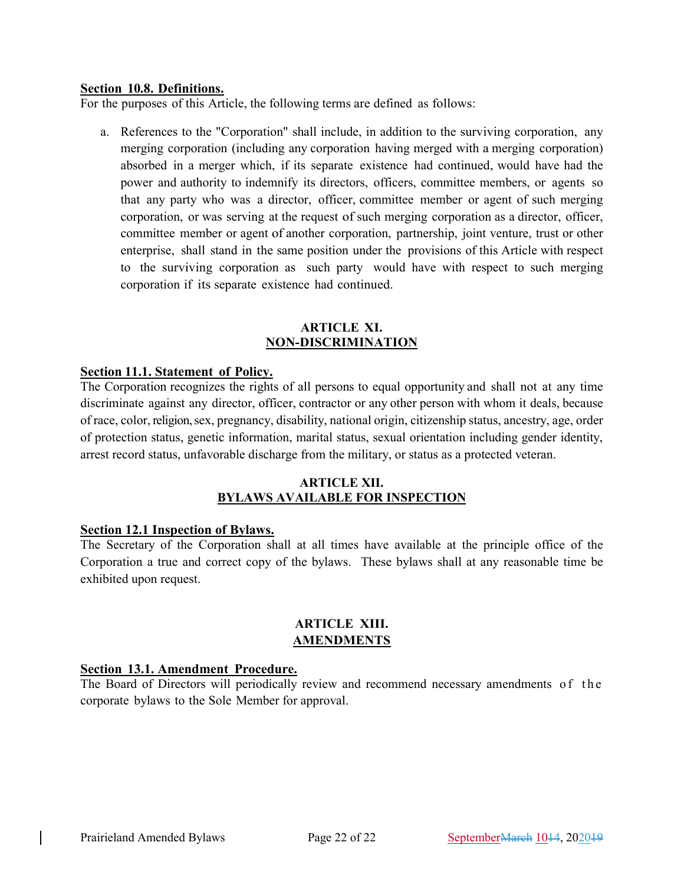**Section 10.8. Definitions.**
For the purposes of this Article, the following terms are defined as follows:

a. References to the "Corporation" shall include, in addition to the surviving corporation, any merging corporation (including any corporation having merged with a merging corporation) absorbed in a merger which, if its separate existence had continued, would have had the power and authority to indemnify its directors, officers, committee members, or agents so that any party who was a director, officer, committee member or agent of such merging corporation, or was serving at the request of such merging corporation as a director, officer, committee member or agent of another corporation, partnership, joint venture, trust or other enterprise, shall stand in the same position under the provisions of this Article with respect to the surviving corporation as such party would have with respect to such merging corporation if its separate existence had continued.

## ARTICLE XI. NON-DISCRIMINATION

**Section 11.1. Statement of Policy.**
The Corporation recognizes the rights of all persons to equal opportunity and shall not at any time discriminate against any director, officer, contractor or any other person with whom it deals, because of race, color, religion, sex, pregnancy, disability, national origin, citizenship status, ancestry, age, order of protection status, genetic information, marital status, sexual orientation including gender identity, arrest record status, unfavorable discharge from the military, or status as a protected veteran.

## ARTICLE XII. BYLAWS AVAILABLE FOR INSPECTION

**Section 12.1 Inspection of Bylaws.**
The Secretary of the Corporation shall at all times have available at the principle office of the Corporation a true and correct copy of the bylaws. These bylaws shall at any reasonable time be exhibited upon request.

## ARTICLE XIII. AMENDMENTS

**Section 13.1. Amendment Procedure.**
The Board of Directors will periodically review and recommend necessary amendments of the corporate bylaws to the Sole Member for approval.